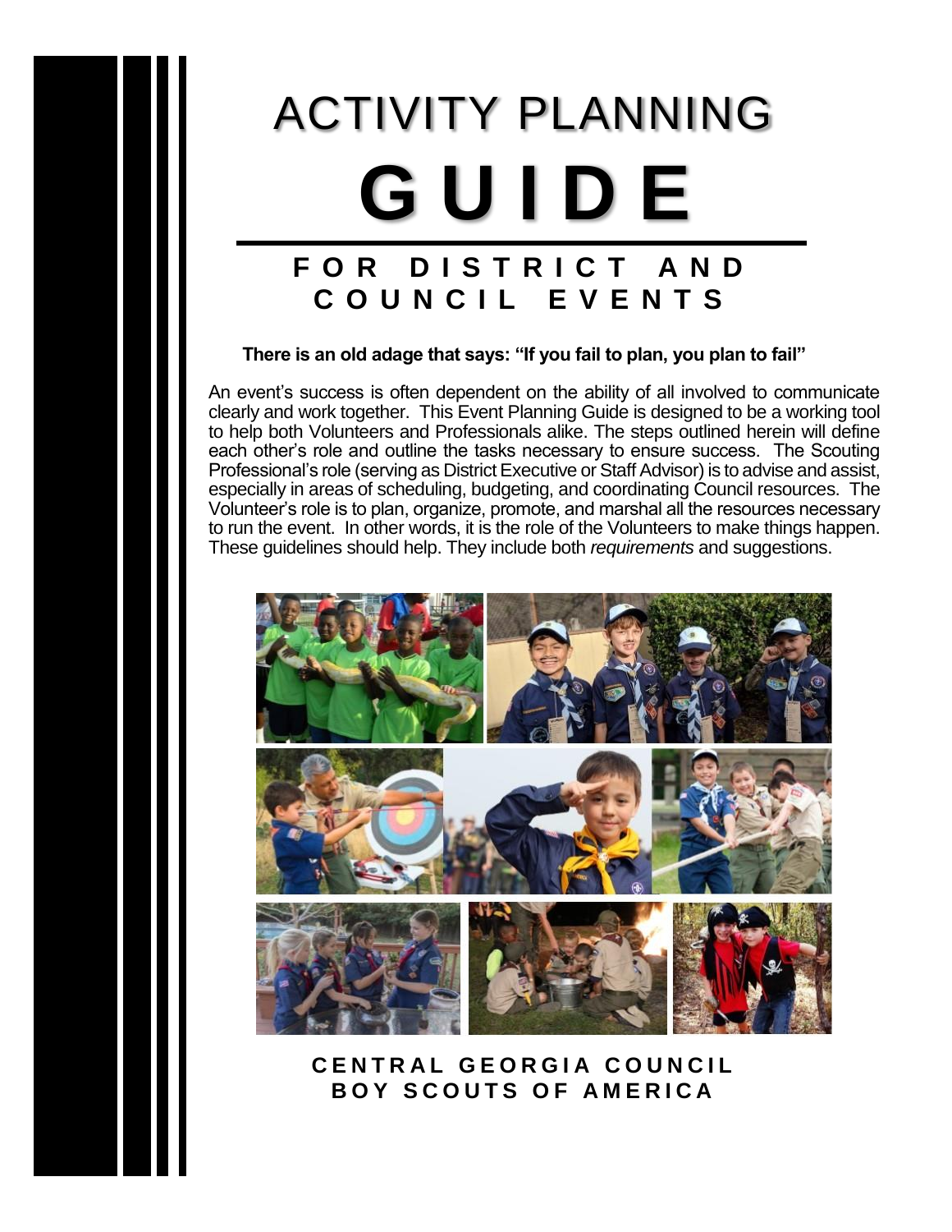# ACTIVITY PLANNING GUIDE

## FOR DISTRICT AND COUNCIL EVENTS

**There is an old adage that says: "If you fail to plan, you plan to fail"**

An event's success is often dependent on the ability of all involved to communicate clearly and work together. This Event Planning Guide is designed to be a working tool to help both Volunteers and Professionals alike. The steps outlined herein will define each other's role and outline the tasks necessary to ensure success. The Scouting Professional's role (serving as District Executive or Staff Advisor) is to advise and assist, especially in areas of scheduling, budgeting, and coordinating Council resources. The Volunteer's role is to plan, organize, promote, and marshal all the resources necessary to run the event. In other words, it is the role of the Volunteers to make things happen. These guidelines should help. They include both *requirements* and suggestions.

**CENTRAL GEORGIA COUNCIL**
**BOY SCOUTS OF AMERICA**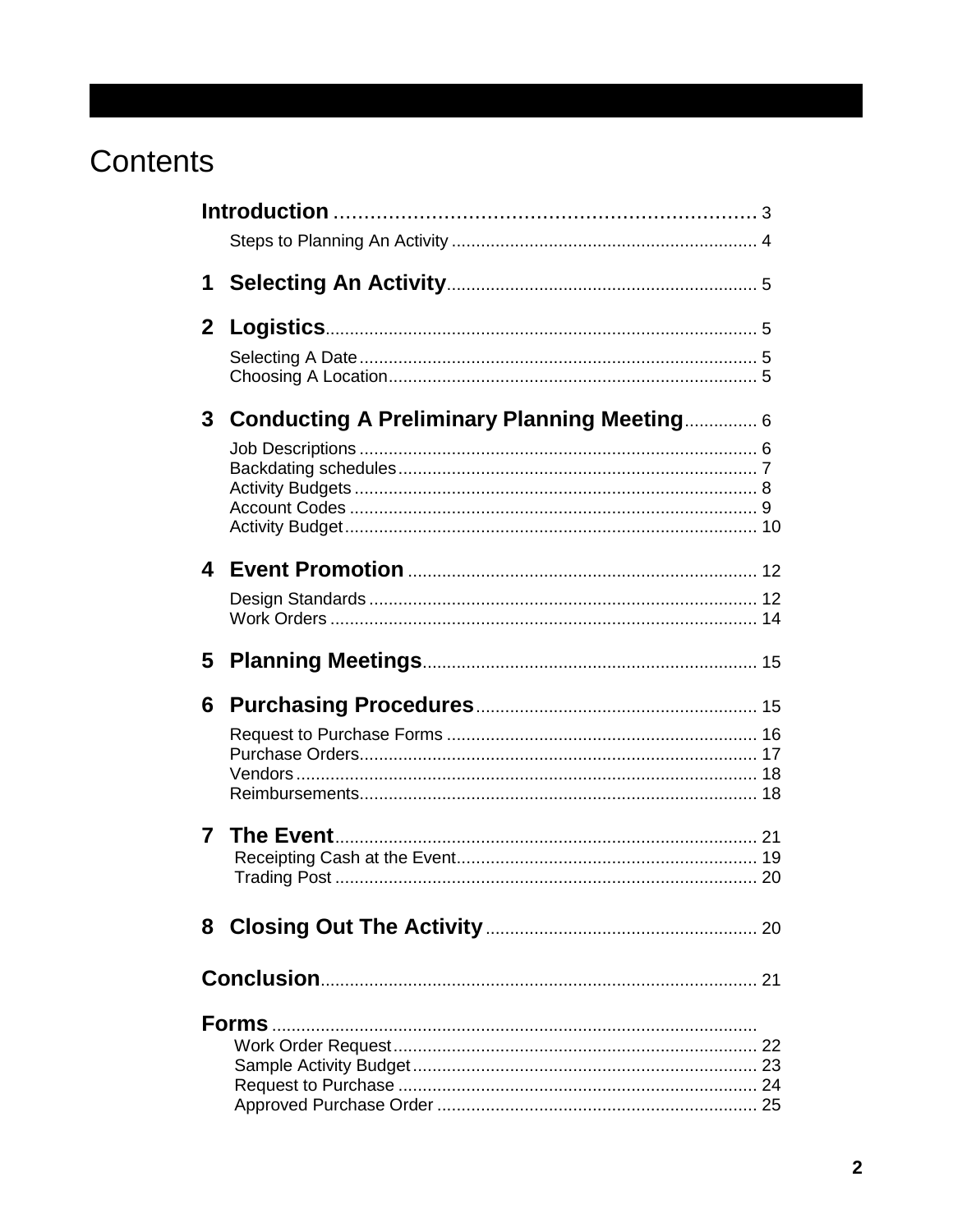# Contents

**Introduction** ........................................................................ 3

- Steps to Planning An Activity ........................................................ 4

**1 Selecting An Activity** ........................................................ 5

**2 Logistics** ........................................................................ 5

- Selecting A Date ........................................................................ 5
- Choosing A Location ................................................................... 5

**3 Conducting A Preliminary Planning Meeting** ............... 6

- Job Descriptions ........................................................................ 6
- Backdating schedules .................................................................. 7
- Activity Budgets .......................................................................... 8
- Account Codes ............................................................................ 9
- Activity Budget .......................................................................... 10

**4 Event Promotion** ................................................................ 12

- Design Standards ...................................................................... 12
- Work Orders .............................................................................. 14

**5 Planning Meetings** ............................................................. 15

**6 Purchasing Procedures** ..................................................... 15

- Request to Purchase Forms ........................................................ 16
- Purchase Orders ........................................................................ 17
- Vendors ..................................................................................... 18
- Reimbursements ........................................................................ 18

**7 The Event** .......................................................................... 21

- Receipting Cash at the Event ...................................................... 19
- Trading Post ............................................................................... 20

**8 Closing Out The Activity** ................................................... 20

**Conclusion** .............................................................................. 21

**Forms** ........................................................................................

- Work Order Request ................................................................... 22
- Sample Activity Budget ............................................................... 23
- Request to Purchase ................................................................... 24
- Approved Purchase Order ........................................................... 25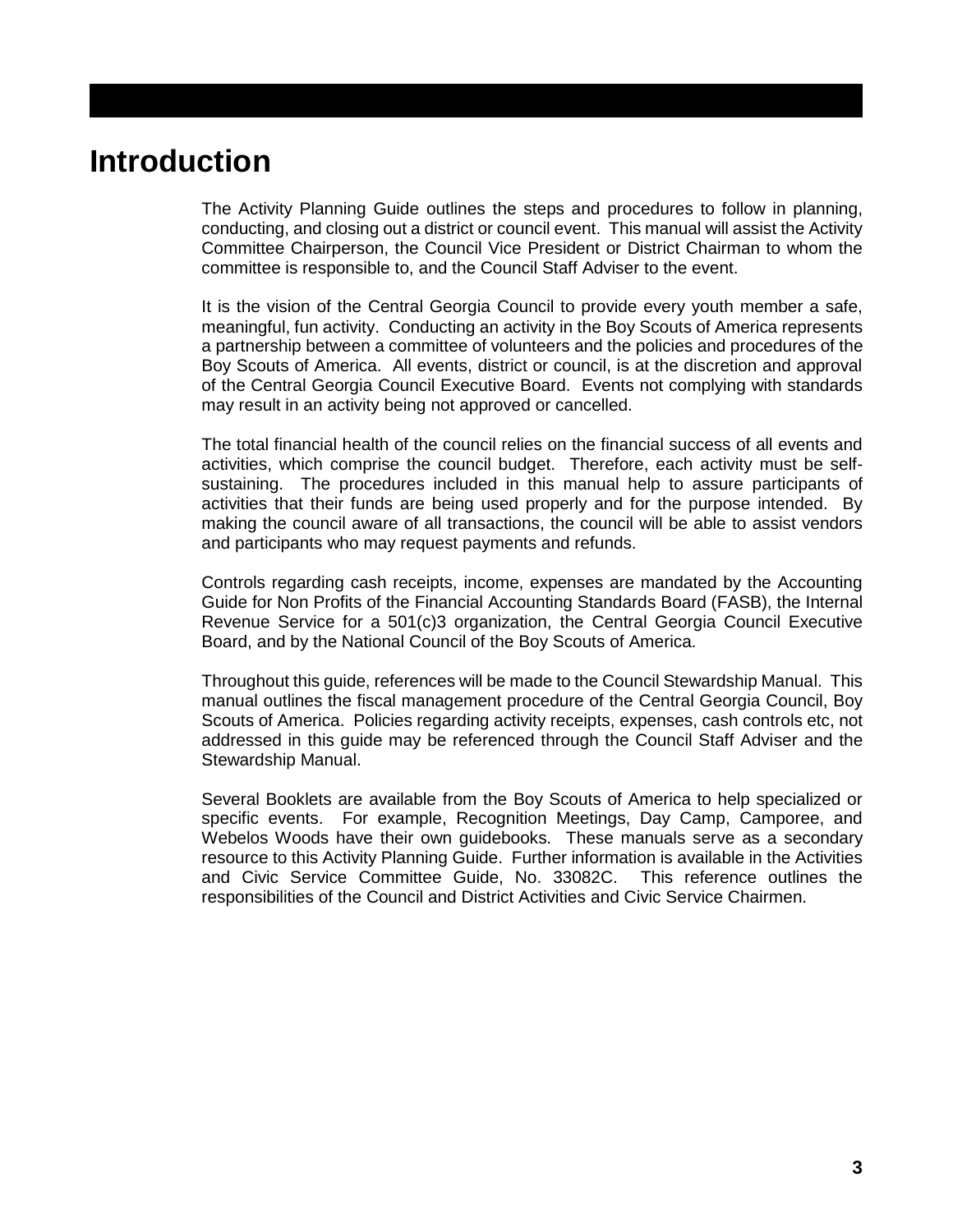# Introduction

The Activity Planning Guide outlines the steps and procedures to follow in planning, conducting, and closing out a district or council event. This manual will assist the Activity Committee Chairperson, the Council Vice President or District Chairman to whom the committee is responsible to, and the Council Staff Adviser to the event.

It is the vision of the Central Georgia Council to provide every youth member a safe, meaningful, fun activity. Conducting an activity in the Boy Scouts of America represents a partnership between a committee of volunteers and the policies and procedures of the Boy Scouts of America. All events, district or council, is at the discretion and approval of the Central Georgia Council Executive Board. Events not complying with standards may result in an activity being not approved or cancelled.

The total financial health of the council relies on the financial success of all events and activities, which comprise the council budget. Therefore, each activity must be self-sustaining. The procedures included in this manual help to assure participants of activities that their funds are being used properly and for the purpose intended. By making the council aware of all transactions, the council will be able to assist vendors and participants who may request payments and refunds.

Controls regarding cash receipts, income, expenses are mandated by the Accounting Guide for Non Profits of the Financial Accounting Standards Board (FASB), the Internal Revenue Service for a 501(c)3 organization, the Central Georgia Council Executive Board, and by the National Council of the Boy Scouts of America.

Throughout this guide, references will be made to the Council Stewardship Manual. This manual outlines the fiscal management procedure of the Central Georgia Council, Boy Scouts of America. Policies regarding activity receipts, expenses, cash controls etc, not addressed in this guide may be referenced through the Council Staff Adviser and the Stewardship Manual.

Several Booklets are available from the Boy Scouts of America to help specialized or specific events. For example, Recognition Meetings, Day Camp, Camporee, and Webelos Woods have their own guidebooks. These manuals serve as a secondary resource to this Activity Planning Guide. Further information is available in the Activities and Civic Service Committee Guide, No. 33082C. This reference outlines the responsibilities of the Council and District Activities and Civic Service Chairmen.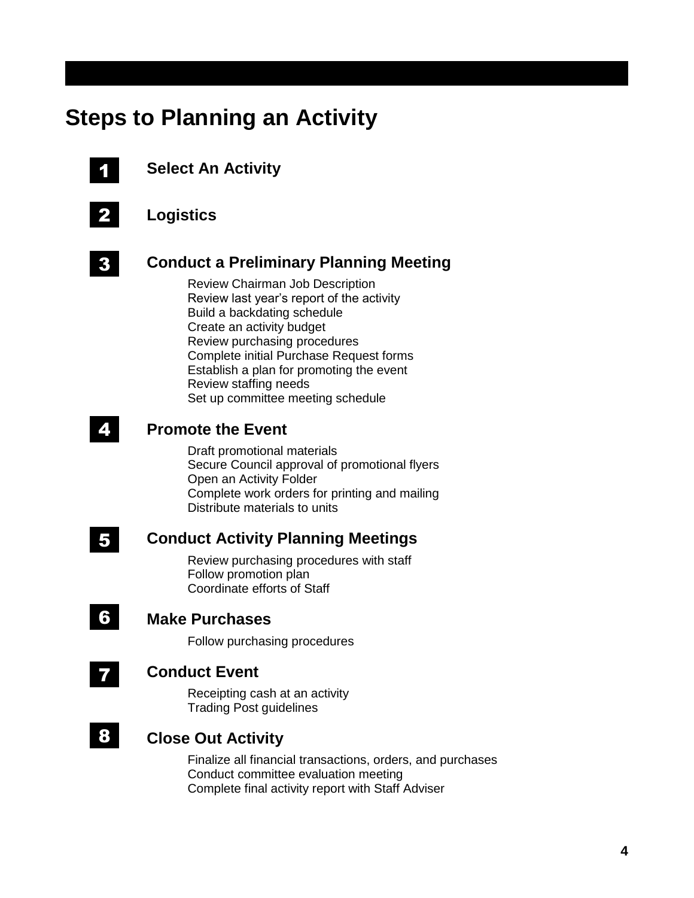# Steps to Planning an Activity

## 1 Select An Activity

## 2 Logistics

## 3 Conduct a Preliminary Planning Meeting

- Review Chairman Job Description
- Review last year's report of the activity
- Build a backdating schedule
- Create an activity budget
- Review purchasing procedures
- Complete initial Purchase Request forms
- Establish a plan for promoting the event
- Review staffing needs
- Set up committee meeting schedule

## 4 Promote the Event

- Draft promotional materials
- Secure Council approval of promotional flyers
- Open an Activity Folder
- Complete work orders for printing and mailing
- Distribute materials to units

## 5 Conduct Activity Planning Meetings

- Review purchasing procedures with staff
- Follow promotion plan
- Coordinate efforts of Staff

## 6 Make Purchases

- Follow purchasing procedures

## 7 Conduct Event

- Receipting cash at an activity
- Trading Post guidelines

## 8 Close Out Activity

- Finalize all financial transactions, orders, and purchases
- Conduct committee evaluation meeting
- Complete final activity report with Staff Adviser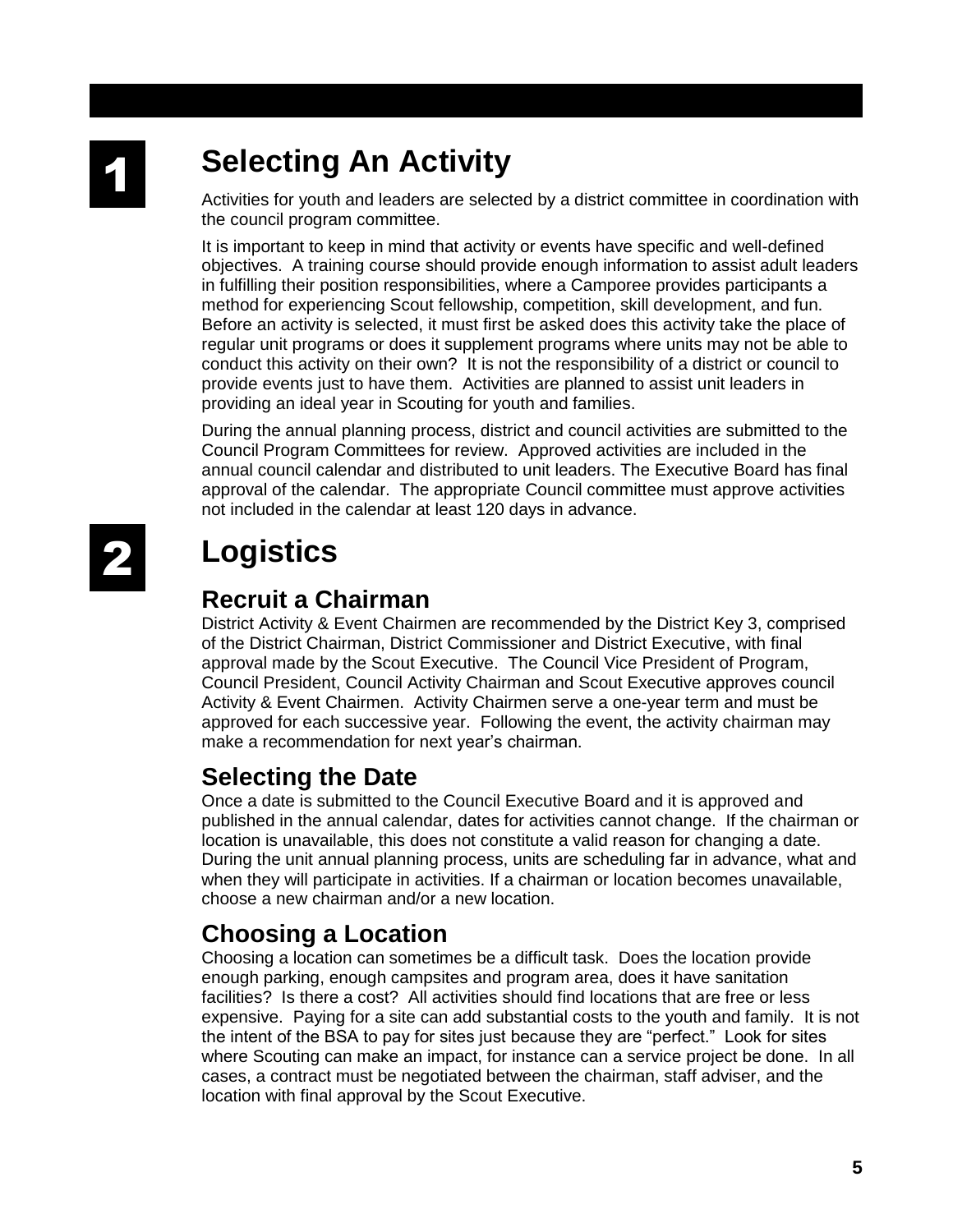# 1 Selecting An Activity

Activities for youth and leaders are selected by a district committee in coordination with the council program committee.

It is important to keep in mind that activity or events have specific and well-defined objectives. A training course should provide enough information to assist adult leaders in fulfilling their position responsibilities, where a Camporee provides participants a method for experiencing Scout fellowship, competition, skill development, and fun. Before an activity is selected, it must first be asked does this activity take the place of regular unit programs or does it supplement programs where units may not be able to conduct this activity on their own? It is not the responsibility of a district or council to provide events just to have them. Activities are planned to assist unit leaders in providing an ideal year in Scouting for youth and families.

During the annual planning process, district and council activities are submitted to the Council Program Committees for review. Approved activities are included in the annual council calendar and distributed to unit leaders. The Executive Board has final approval of the calendar. The appropriate Council committee must approve activities not included in the calendar at least 120 days in advance.

# 2 Logistics

## Recruit a Chairman

District Activity & Event Chairmen are recommended by the District Key 3, comprised of the District Chairman, District Commissioner and District Executive, with final approval made by the Scout Executive. The Council Vice President of Program, Council President, Council Activity Chairman and Scout Executive approves council Activity & Event Chairmen. Activity Chairmen serve a one-year term and must be approved for each successive year. Following the event, the activity chairman may make a recommendation for next year's chairman.

## Selecting the Date

Once a date is submitted to the Council Executive Board and it is approved and published in the annual calendar, dates for activities cannot change. If the chairman or location is unavailable, this does not constitute a valid reason for changing a date. During the unit annual planning process, units are scheduling far in advance, what and when they will participate in activities. If a chairman or location becomes unavailable, choose a new chairman and/or a new location.

## Choosing a Location

Choosing a location can sometimes be a difficult task. Does the location provide enough parking, enough campsites and program area, does it have sanitation facilities? Is there a cost? All activities should find locations that are free or less expensive. Paying for a site can add substantial costs to the youth and family. It is not the intent of the BSA to pay for sites just because they are "perfect." Look for sites where Scouting can make an impact, for instance can a service project be done. In all cases, a contract must be negotiated between the chairman, staff adviser, and the location with final approval by the Scout Executive.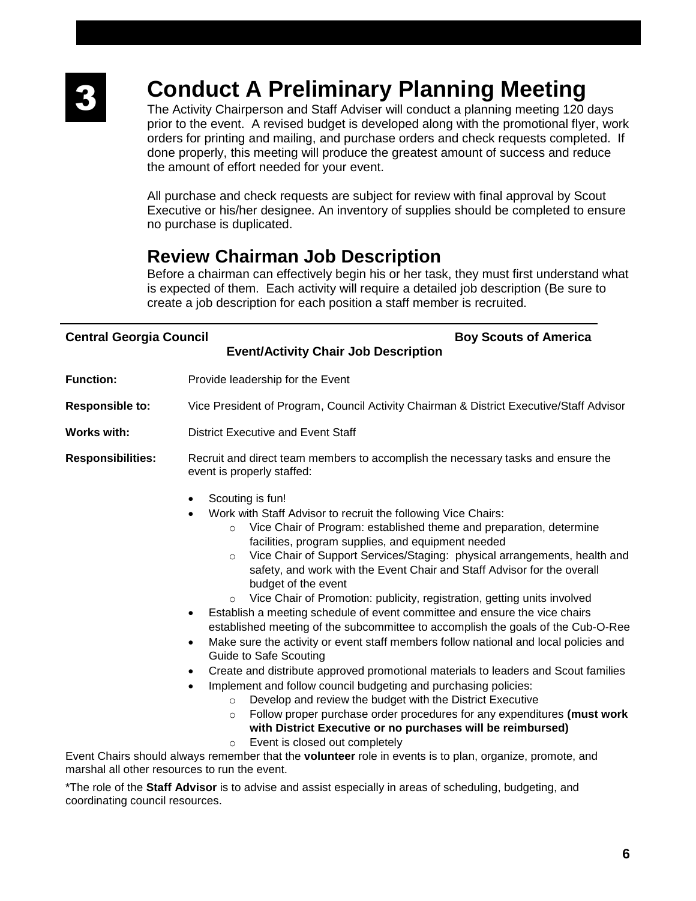# 3 Conduct A Preliminary Planning Meeting

The Activity Chairperson and Staff Adviser will conduct a planning meeting 120 days prior to the event. A revised budget is developed along with the promotional flyer, work orders for printing and mailing, and purchase orders and check requests completed. If done properly, this meeting will produce the greatest amount of success and reduce the amount of effort needed for your event.

All purchase and check requests are subject for review with final approval by Scout Executive or his/her designee. An inventory of supplies should be completed to ensure no purchase is duplicated.

## Review Chairman Job Description

Before a chairman can effectively begin his or her task, they must first understand what is expected of them. Each activity will require a detailed job description (Be sure to create a job description for each position a staff member is recruited.

---

**Central Georgia Council** **Boy Scouts of America**

**Event/Activity Chair Job Description**

**Function:** Provide leadership for the Event

**Responsible to:** Vice President of Program, Council Activity Chairman & District Executive/Staff Advisor

**Works with:** District Executive and Event Staff

**Responsibilities:** Recruit and direct team members to accomplish the necessary tasks and ensure the event is properly staffed:

- Scouting is fun!
- Work with Staff Advisor to recruit the following Vice Chairs:
  - Vice Chair of Program: established theme and preparation, determine facilities, program supplies, and equipment needed
  - Vice Chair of Support Services/Staging: physical arrangements, health and safety, and work with the Event Chair and Staff Advisor for the overall budget of the event
  - Vice Chair of Promotion: publicity, registration, getting units involved
- Establish a meeting schedule of event committee and ensure the vice chairs established meeting of the subcommittee to accomplish the goals of the Cub-O-Ree
- Make sure the activity or event staff members follow national and local policies and Guide to Safe Scouting
- Create and distribute approved promotional materials to leaders and Scout families
- Implement and follow council budgeting and purchasing policies:
  - Develop and review the budget with the District Executive
  - Follow proper purchase order procedures for any expenditures **(must work with District Executive or no purchases will be reimbursed)**
  - Event is closed out completely

Event Chairs should always remember that the **volunteer** role in events is to plan, organize, promote, and marshal all other resources to run the event.

*The role of the **Staff Advisor** is to advise and assist especially in areas of scheduling, budgeting, and coordinating council resources.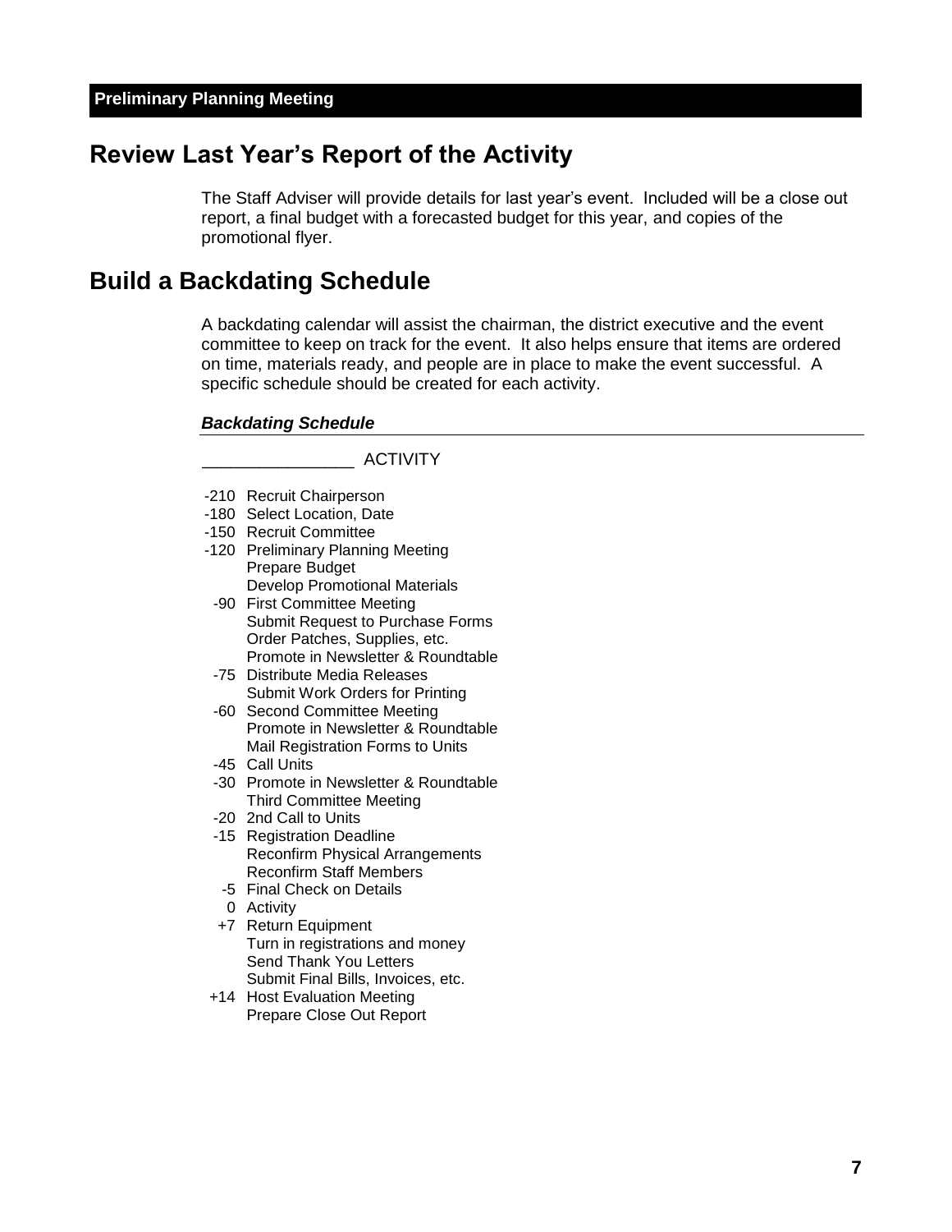**Preliminary Planning Meeting**

## Review Last Year's Report of the Activity

The Staff Adviser will provide details for last year's event. Included will be a close out report, a final budget with a forecasted budget for this year, and copies of the promotional flyer.

## Build a Backdating Schedule

A backdating calendar will assist the chairman, the district executive and the event committee to keep on track for the event. It also helps ensure that items are ordered on time, materials ready, and people are in place to make the event successful. A specific schedule should be created for each activity.

***Backdating Schedule***

________________ ACTIVITY

| | |
|---|---|
| -210 | Recruit Chairperson |
| -180 | Select Location, Date |
| -150 | Recruit Committee |
| -120 | Preliminary Planning Meeting<br>Prepare Budget<br>Develop Promotional Materials |
| -90 | First Committee Meeting<br>Submit Request to Purchase Forms<br>Order Patches, Supplies, etc.<br>Promote in Newsletter & Roundtable |
| -75 | Distribute Media Releases<br>Submit Work Orders for Printing |
| -60 | Second Committee Meeting<br>Promote in Newsletter & Roundtable<br>Mail Registration Forms to Units |
| -45 | Call Units |
| -30 | Promote in Newsletter & Roundtable<br>Third Committee Meeting |
| -20 | 2nd Call to Units |
| -15 | Registration Deadline<br>Reconfirm Physical Arrangements<br>Reconfirm Staff Members |
| -5 | Final Check on Details |
| 0 | Activity |
| +7 | Return Equipment<br>Turn in registrations and money<br>Send Thank You Letters<br>Submit Final Bills, Invoices, etc. |
| +14 | Host Evaluation Meeting<br>Prepare Close Out Report |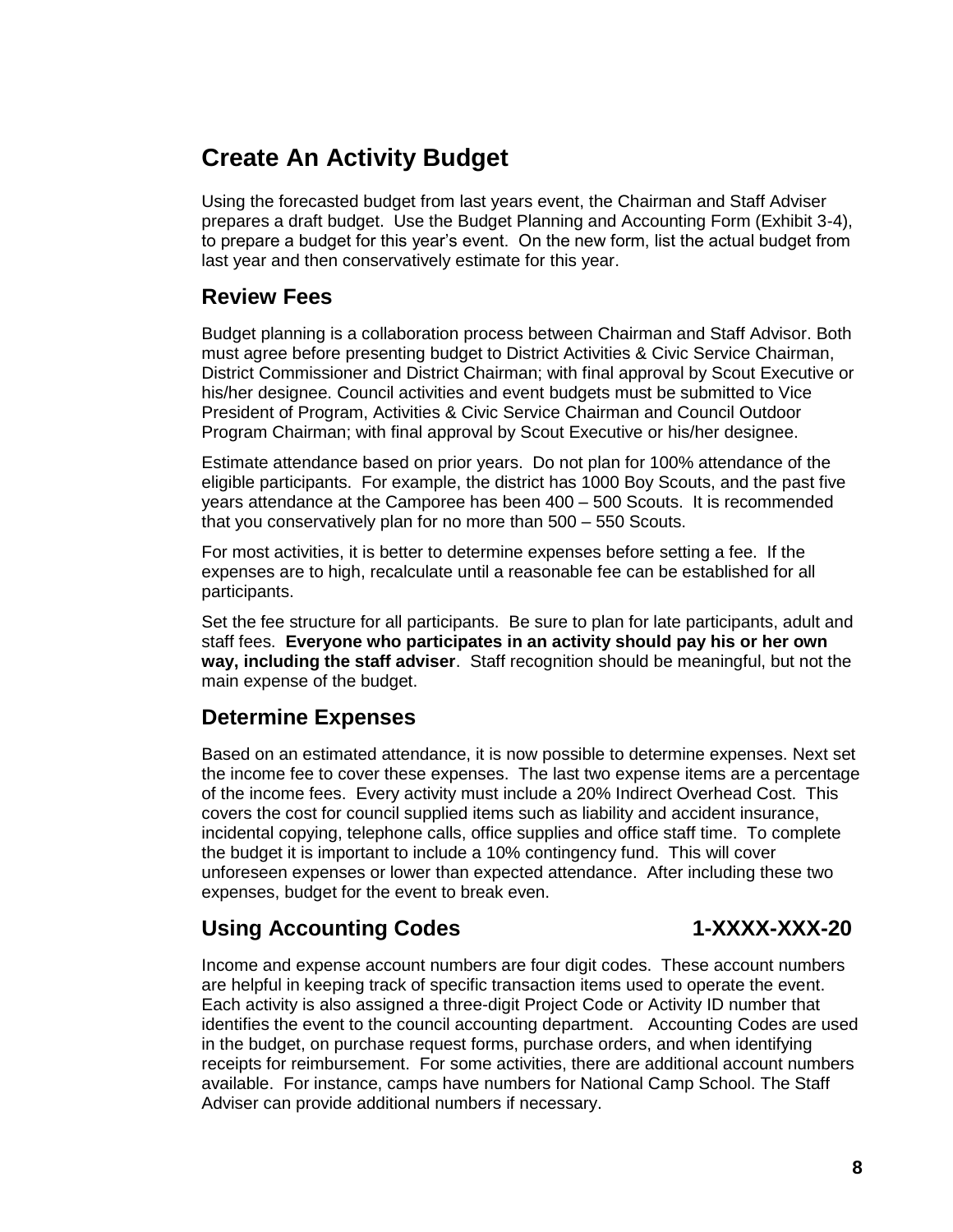## Create An Activity Budget

Using the forecasted budget from last years event, the Chairman and Staff Adviser prepares a draft budget. Use the Budget Planning and Accounting Form (Exhibit 3-4), to prepare a budget for this year's event. On the new form, list the actual budget from last year and then conservatively estimate for this year.

### Review Fees

Budget planning is a collaboration process between Chairman and Staff Advisor. Both must agree before presenting budget to District Activities & Civic Service Chairman, District Commissioner and District Chairman; with final approval by Scout Executive or his/her designee. Council activities and event budgets must be submitted to Vice President of Program, Activities & Civic Service Chairman and Council Outdoor Program Chairman; with final approval by Scout Executive or his/her designee.

Estimate attendance based on prior years. Do not plan for 100% attendance of the eligible participants. For example, the district has 1000 Boy Scouts, and the past five years attendance at the Camporee has been 400 – 500 Scouts. It is recommended that you conservatively plan for no more than 500 – 550 Scouts.

For most activities, it is better to determine expenses before setting a fee. If the expenses are to high, recalculate until a reasonable fee can be established for all participants.

Set the fee structure for all participants. Be sure to plan for late participants, adult and staff fees. **Everyone who participates in an activity should pay his or her own way, including the staff adviser**. Staff recognition should be meaningful, but not the main expense of the budget.

### Determine Expenses

Based on an estimated attendance, it is now possible to determine expenses. Next set the income fee to cover these expenses. The last two expense items are a percentage of the income fees. Every activity must include a 20% Indirect Overhead Cost. This covers the cost for council supplied items such as liability and accident insurance, incidental copying, telephone calls, office supplies and office staff time. To complete the budget it is important to include a 10% contingency fund. This will cover unforeseen expenses or lower than expected attendance. After including these two expenses, budget for the event to break even.

### Using Accounting Codes 1-XXXX-XXX-20

Income and expense account numbers are four digit codes. These account numbers are helpful in keeping track of specific transaction items used to operate the event. Each activity is also assigned a three-digit Project Code or Activity ID number that identifies the event to the council accounting department. Accounting Codes are used in the budget, on purchase request forms, purchase orders, and when identifying receipts for reimbursement. For some activities, there are additional account numbers available. For instance, camps have numbers for National Camp School. The Staff Adviser can provide additional numbers if necessary.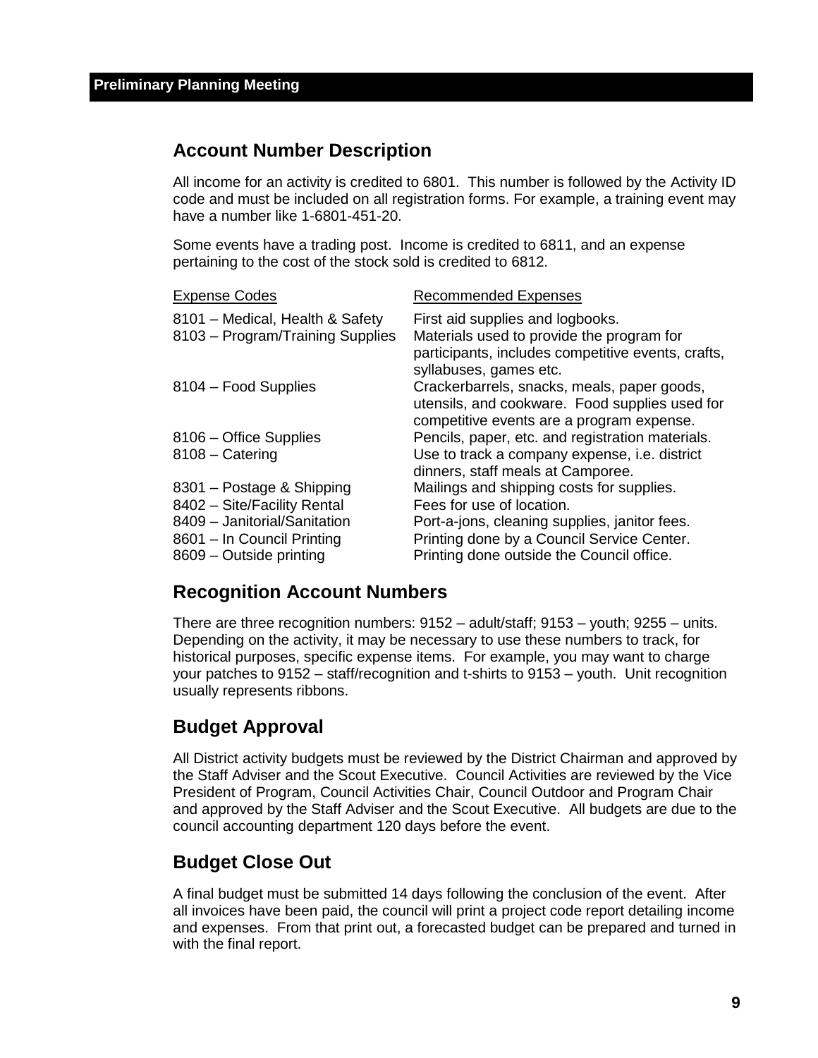## Account Number Description

All income for an activity is credited to 6801. This number is followed by the Activity ID code and must be included on all registration forms. For example, a training event may have a number like 1-6801-451-20.

Some events have a trading post. Income is credited to 6811, and an expense pertaining to the cost of the stock sold is credited to 6812.

| Expense Codes | Recommended Expenses |
|---|---|
| 8101 – Medical, Health & Safety | First aid supplies and logbooks. |
| 8103 – Program/Training Supplies | Materials used to provide the program for participants, includes competitive events, crafts, syllabuses, games etc. |
| 8104 – Food Supplies | Crackerbarrels, snacks, meals, paper goods, utensils, and cookware. Food supplies used for competitive events are a program expense. |
| 8106 – Office Supplies | Pencils, paper, etc. and registration materials. |
| 8108 – Catering | Use to track a company expense, i.e. district dinners, staff meals at Camporee. |
| 8301 – Postage & Shipping | Mailings and shipping costs for supplies. |
| 8402 – Site/Facility Rental | Fees for use of location. |
| 8409 – Janitorial/Sanitation | Port-a-jons, cleaning supplies, janitor fees. |
| 8601 – In Council Printing | Printing done by a Council Service Center. |
| 8609 – Outside printing | Printing done outside the Council office. |

## Recognition Account Numbers

There are three recognition numbers: 9152 – adult/staff; 9153 – youth; 9255 – units. Depending on the activity, it may be necessary to use these numbers to track, for historical purposes, specific expense items. For example, you may want to charge your patches to 9152 – staff/recognition and t-shirts to 9153 – youth. Unit recognition usually represents ribbons.

## Budget Approval

All District activity budgets must be reviewed by the District Chairman and approved by the Staff Adviser and the Scout Executive. Council Activities are reviewed by the Vice President of Program, Council Activities Chair, Council Outdoor and Program Chair and approved by the Staff Adviser and the Scout Executive. All budgets are due to the council accounting department 120 days before the event.

## Budget Close Out

A final budget must be submitted 14 days following the conclusion of the event. After all invoices have been paid, the council will print a project code report detailing income and expenses. From that print out, a forecasted budget can be prepared and turned in with the final report.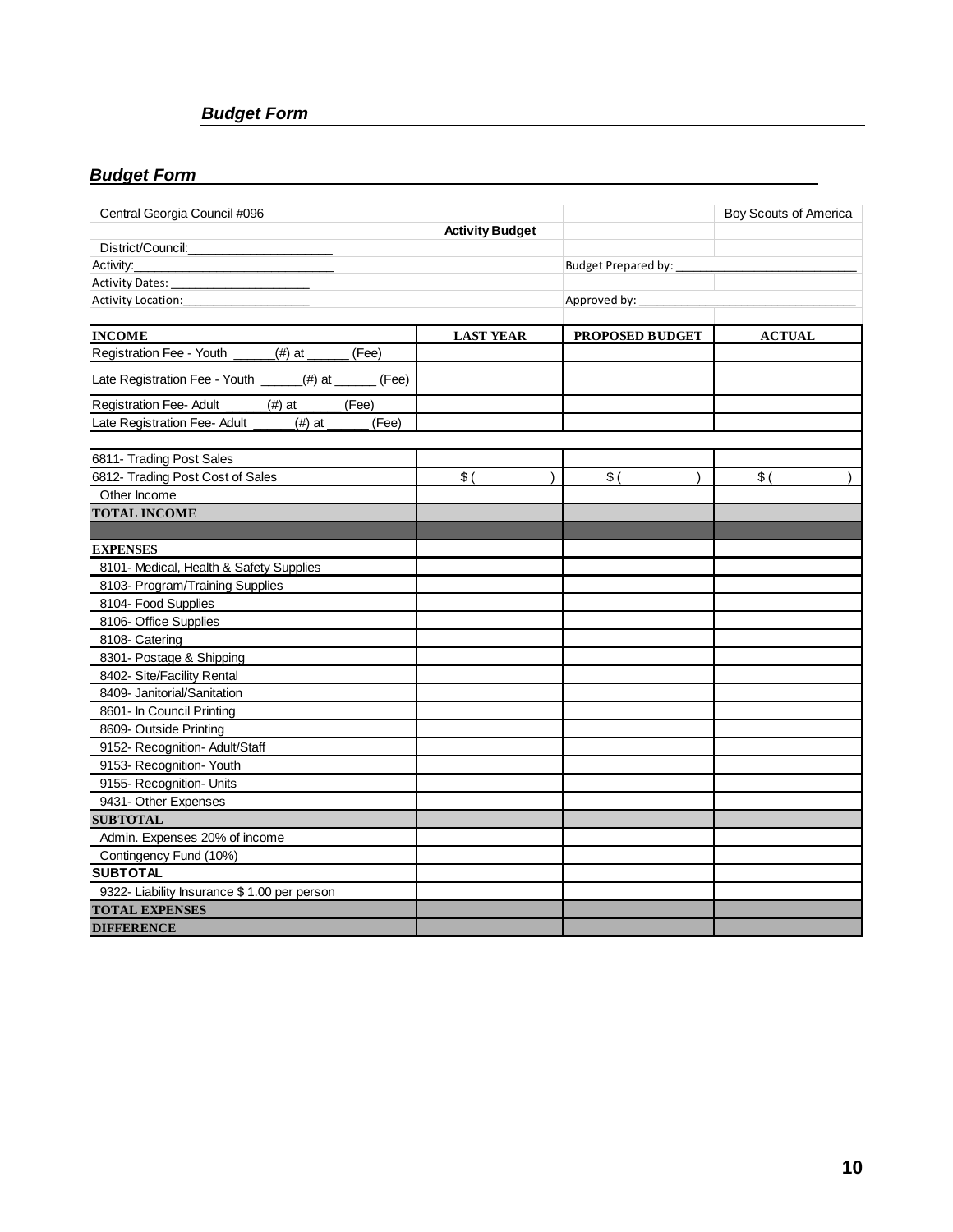***Budget Form***

***Budget Form***

| Central Georgia Council #096 | | | Boy Scouts of America |
|---|---|---|---|
| | **Activity Budget** | | |
| District/Council:____________________ | | | |
| Activity:______________________________ | | Budget Prepared by: ____________________________ | |
| Activity Dates: ______________________ | | | |
| Activity Location:____________________ | | Approved by: _________________________________ | |
| | | | |
| **INCOME** | **LAST YEAR** | **PROPOSED BUDGET** | **ACTUAL** |
| Registration Fee - Youth ______(#) at ______ (Fee) | | | |
| Late Registration Fee - Youth ______(#) at ______ (Fee) | | | |
| Registration Fee- Adult ______(#) at ______ (Fee) | | | |
| Late Registration Fee- Adult ______(#) at ______ (Fee) | | | |
| | | | |
| 6811- Trading Post Sales | | | |
| 6812- Trading Post Cost of Sales | $ ( ) | $ ( ) | $ ( ) |
| Other Income | | | |
| **TOTAL INCOME** | | | |
| | | | |
| **EXPENSES** | | | |
| 8101- Medical, Health & Safety Supplies | | | |
| 8103- Program/Training Supplies | | | |
| 8104- Food Supplies | | | |
| 8106- Office Supplies | | | |
| 8108- Catering | | | |
| 8301- Postage & Shipping | | | |
| 8402- Site/Facility Rental | | | |
| 8409- Janitorial/Sanitation | | | |
| 8601- In Council Printing | | | |
| 8609- Outside Printing | | | |
| 9152- Recognition- Adult/Staff | | | |
| 9153- Recognition- Youth | | | |
| 9155- Recognition- Units | | | |
| 9431- Other Expenses | | | |
| **SUBTOTAL** | | | |
| Admin. Expenses 20% of income | | | |
| Contingency Fund (10%) | | | |
| **SUBTOTAL** | | | |
| 9322- Liability Insurance $ 1.00 per person | | | |
| **TOTAL EXPENSES** | | | |
| **DIFFERENCE** | | | |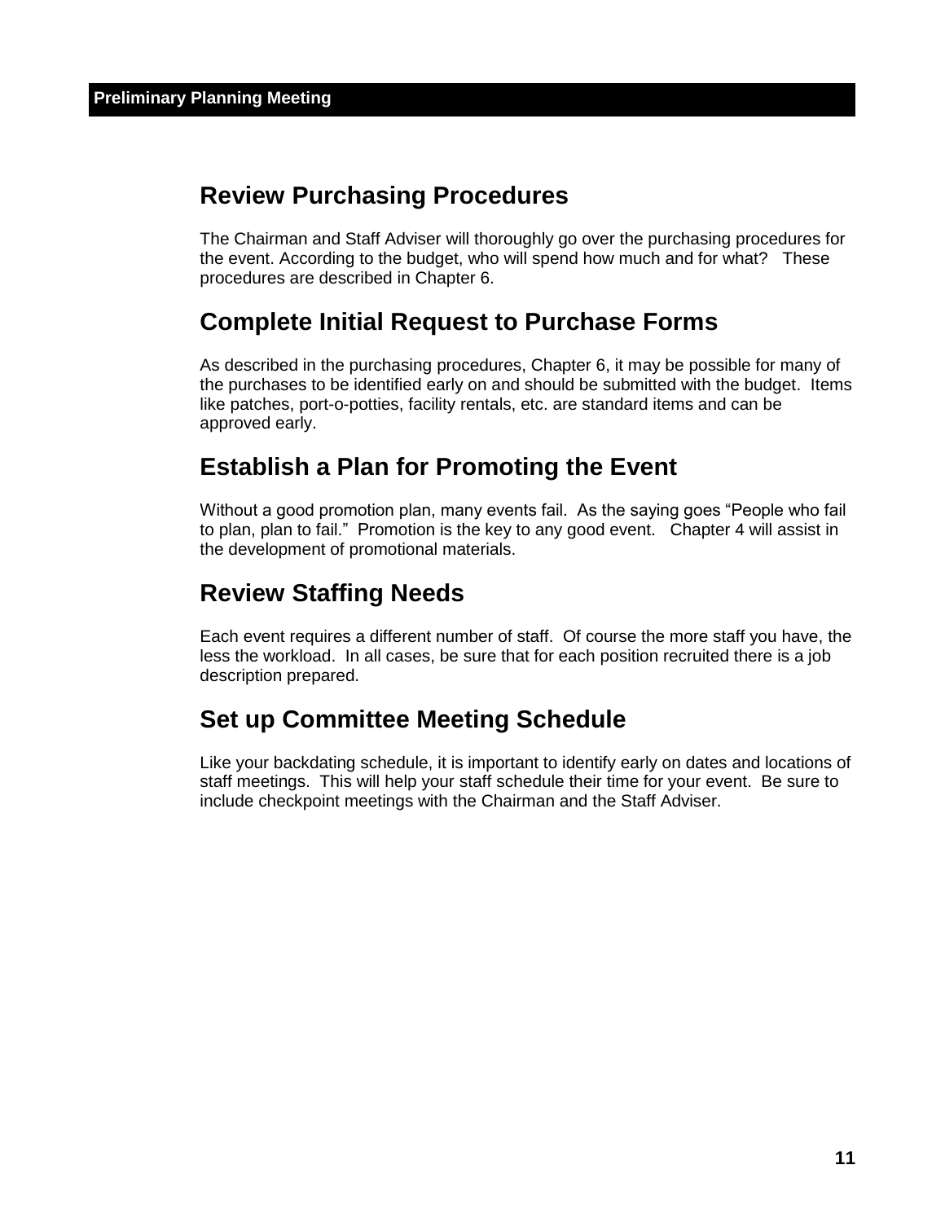## Review Purchasing Procedures

The Chairman and Staff Adviser will thoroughly go over the purchasing procedures for the event. According to the budget, who will spend how much and for what? These procedures are described in Chapter 6.

## Complete Initial Request to Purchase Forms

As described in the purchasing procedures, Chapter 6, it may be possible for many of the purchases to be identified early on and should be submitted with the budget. Items like patches, port-o-potties, facility rentals, etc. are standard items and can be approved early.

## Establish a Plan for Promoting the Event

Without a good promotion plan, many events fail. As the saying goes "People who fail to plan, plan to fail." Promotion is the key to any good event. Chapter 4 will assist in the development of promotional materials.

## Review Staffing Needs

Each event requires a different number of staff. Of course the more staff you have, the less the workload. In all cases, be sure that for each position recruited there is a job description prepared.

## Set up Committee Meeting Schedule

Like your backdating schedule, it is important to identify early on dates and locations of staff meetings. This will help your staff schedule their time for your event. Be sure to include checkpoint meetings with the Chairman and the Staff Adviser.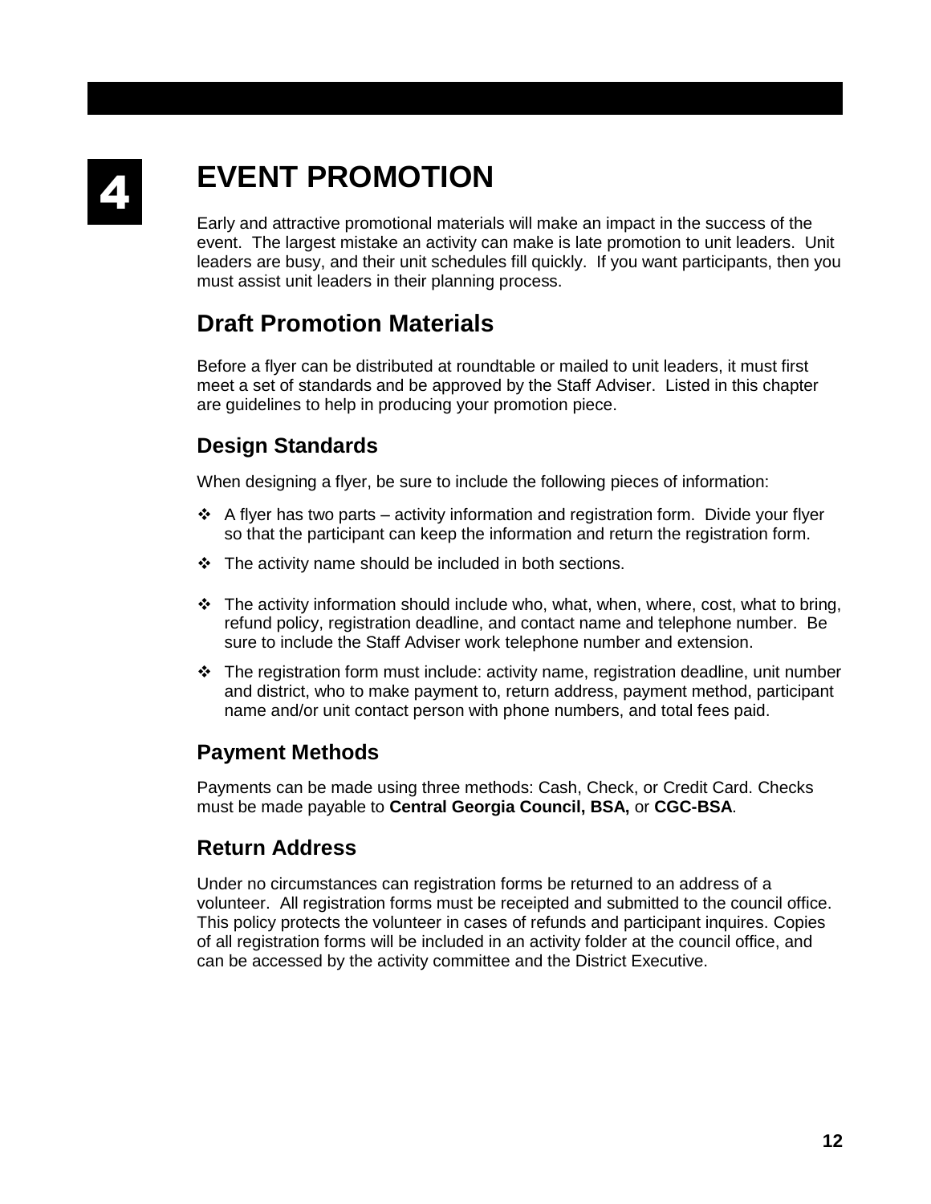# 4 EVENT PROMOTION

Early and attractive promotional materials will make an impact in the success of the event. The largest mistake an activity can make is late promotion to unit leaders. Unit leaders are busy, and their unit schedules fill quickly. If you want participants, then you must assist unit leaders in their planning process.

## Draft Promotion Materials

Before a flyer can be distributed at roundtable or mailed to unit leaders, it must first meet a set of standards and be approved by the Staff Adviser. Listed in this chapter are guidelines to help in producing your promotion piece.

### Design Standards

When designing a flyer, be sure to include the following pieces of information:

- A flyer has two parts – activity information and registration form. Divide your flyer so that the participant can keep the information and return the registration form.
- The activity name should be included in both sections.
- The activity information should include who, what, when, where, cost, what to bring, refund policy, registration deadline, and contact name and telephone number. Be sure to include the Staff Adviser work telephone number and extension.
- The registration form must include: activity name, registration deadline, unit number and district, who to make payment to, return address, payment method, participant name and/or unit contact person with phone numbers, and total fees paid.

### Payment Methods

Payments can be made using three methods: Cash, Check, or Credit Card. Checks must be made payable to **Central Georgia Council, BSA,** or **CGC-BSA**.

### Return Address

Under no circumstances can registration forms be returned to an address of a volunteer. All registration forms must be receipted and submitted to the council office. This policy protects the volunteer in cases of refunds and participant inquires. Copies of all registration forms will be included in an activity folder at the council office, and can be accessed by the activity committee and the District Executive.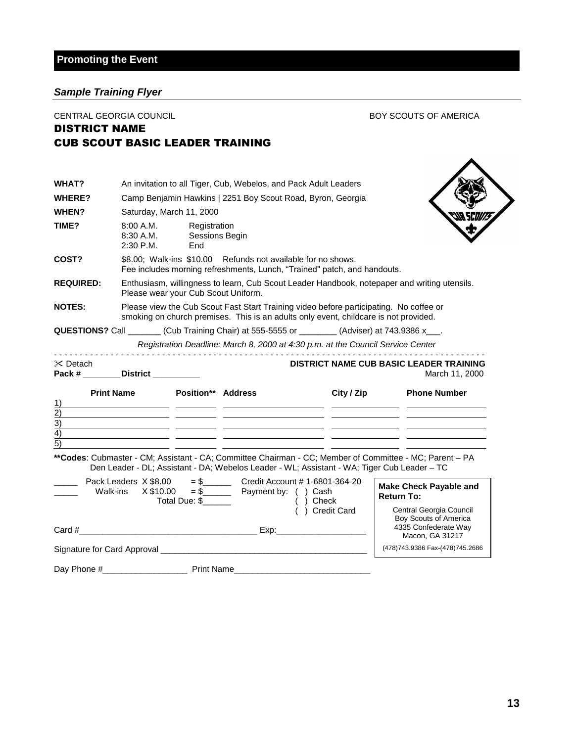## Promoting the Event

### *Sample Training Flyer*

CENTRAL GEORGIA COUNCIL BOY SCOUTS OF AMERICA

**DISTRICT NAME**
**CUB SCOUT BASIC LEADER TRAINING**

**WHAT?** An invitation to all Tiger, Cub, Webelos, and Pack Adult Leaders

**WHERE?** Camp Benjamin Hawkins | 2251 Boy Scout Road, Byron, Georgia

**WHEN?** Saturday, March 11, 2000

**TIME?**
8:00 A.M. Registration
8:30 A.M. Sessions Begin
2:30 P.M. End

**COST?** $8.00; Walk-ins $10.00 Refunds not available for no shows.
Fee includes morning refreshments, Lunch, "Trained" patch, and handouts.

**REQUIRED:** Enthusiasm, willingness to learn, Cub Scout Leader Handbook, notepaper and writing utensils. Please wear your Cub Scout Uniform.

**NOTES:** Please view the Cub Scout Fast Start Training video before participating. No coffee or smoking on church premises. This is an adults only event, childcare is not provided.

**QUESTIONS?** Call _______ (Cub Training Chair) at 555-5555 or ________ (Adviser) at 743.9386 x___.

*Registration Deadline: March 8, 2000 at 4:30 p.m. at the Council Service Center*

- - - - - - - - - - - - - - - - - - - - - - - - - - - - - - - - - - - - - - - - - - - - - - - - - - - -

✂ Detach **DISTRICT NAME CUB BASIC LEADER TRAINING**
**Pack # ________ District __________** March 11, 2000

| | Print Name | Position** | Address | City / Zip | Phone Number |
|---|---|---|---|---|---|
| 1) | | | | | |
| 2) | | | | | |
| 3) | | | | | |
| 4) | | | | | |
| 5) | | | | | |

****Codes**: Cubmaster - CM; Assistant - CA; Committee Chairman - CC; Member of Committee - MC; Parent – PA
Den Leader - DL; Assistant - DA; Webelos Leader - WL; Assistant - WA; Tiger Cub Leader – TC

_____ Pack Leaders X $8.00 = $______
_____ Walk-ins X $10.00 = $______
Total Due: $______

Credit Account # 1-6801-364-20
Payment by: ( ) Cash
( ) Check
( ) Credit Card

**Make Check Payable and Return To:**
Central Georgia Council
Boy Scouts of America
4335 Confederate Way
Macon, GA 31217
(478)743.9386 Fax-(478)745.2686

Card #______________________________________ Exp:___________________

Signature for Card Approval ____________________________________________

Day Phone #__________________ Print Name_____________________________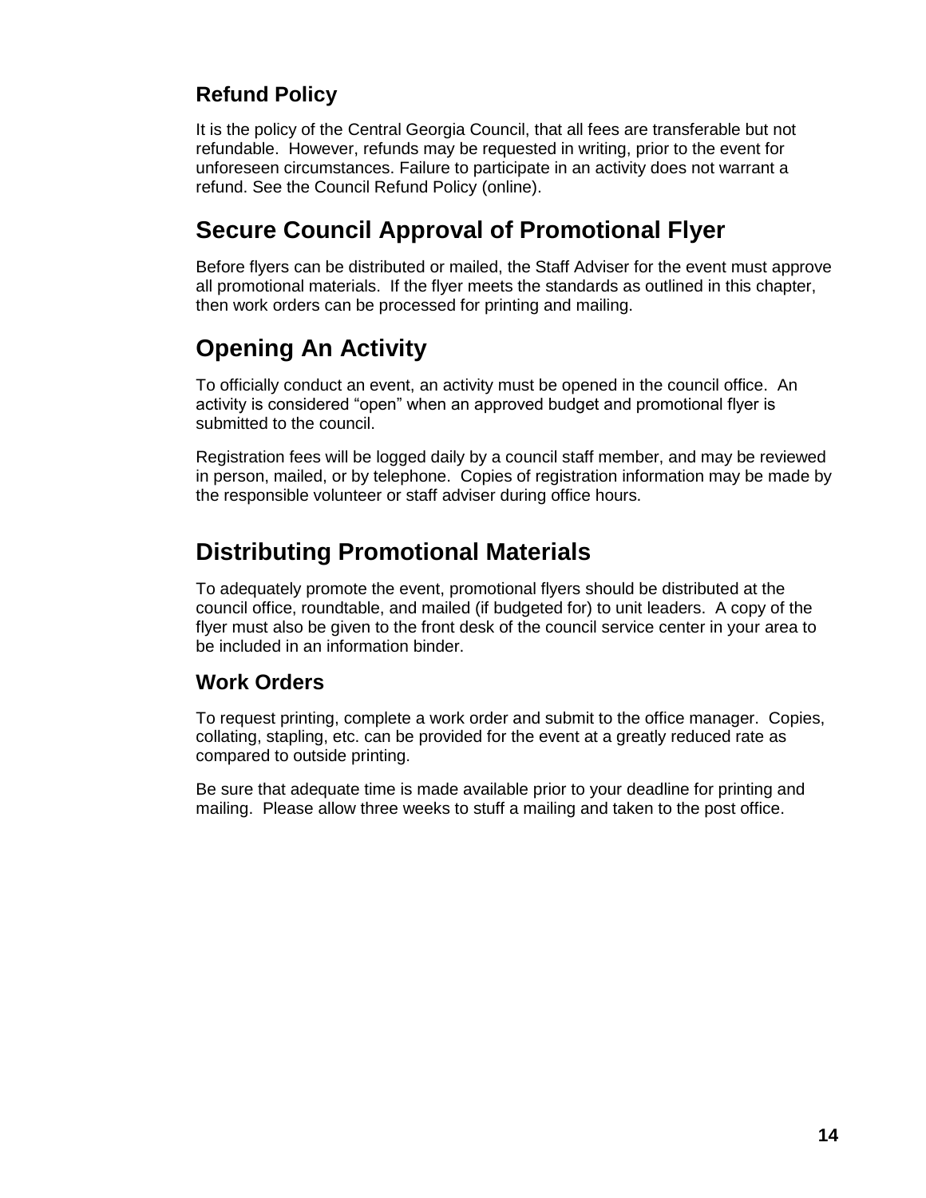### Refund Policy

It is the policy of the Central Georgia Council, that all fees are transferable but not refundable. However, refunds may be requested in writing, prior to the event for unforeseen circumstances. Failure to participate in an activity does not warrant a refund. See the Council Refund Policy (online).

## Secure Council Approval of Promotional Flyer

Before flyers can be distributed or mailed, the Staff Adviser for the event must approve all promotional materials. If the flyer meets the standards as outlined in this chapter, then work orders can be processed for printing and mailing.

## Opening An Activity

To officially conduct an event, an activity must be opened in the council office. An activity is considered “open” when an approved budget and promotional flyer is submitted to the council.

Registration fees will be logged daily by a council staff member, and may be reviewed in person, mailed, or by telephone. Copies of registration information may be made by the responsible volunteer or staff adviser during office hours.

## Distributing Promotional Materials

To adequately promote the event, promotional flyers should be distributed at the council office, roundtable, and mailed (if budgeted for) to unit leaders. A copy of the flyer must also be given to the front desk of the council service center in your area to be included in an information binder.

### Work Orders

To request printing, complete a work order and submit to the office manager. Copies, collating, stapling, etc. can be provided for the event at a greatly reduced rate as compared to outside printing.

Be sure that adequate time is made available prior to your deadline for printing and mailing. Please allow three weeks to stuff a mailing and taken to the post office.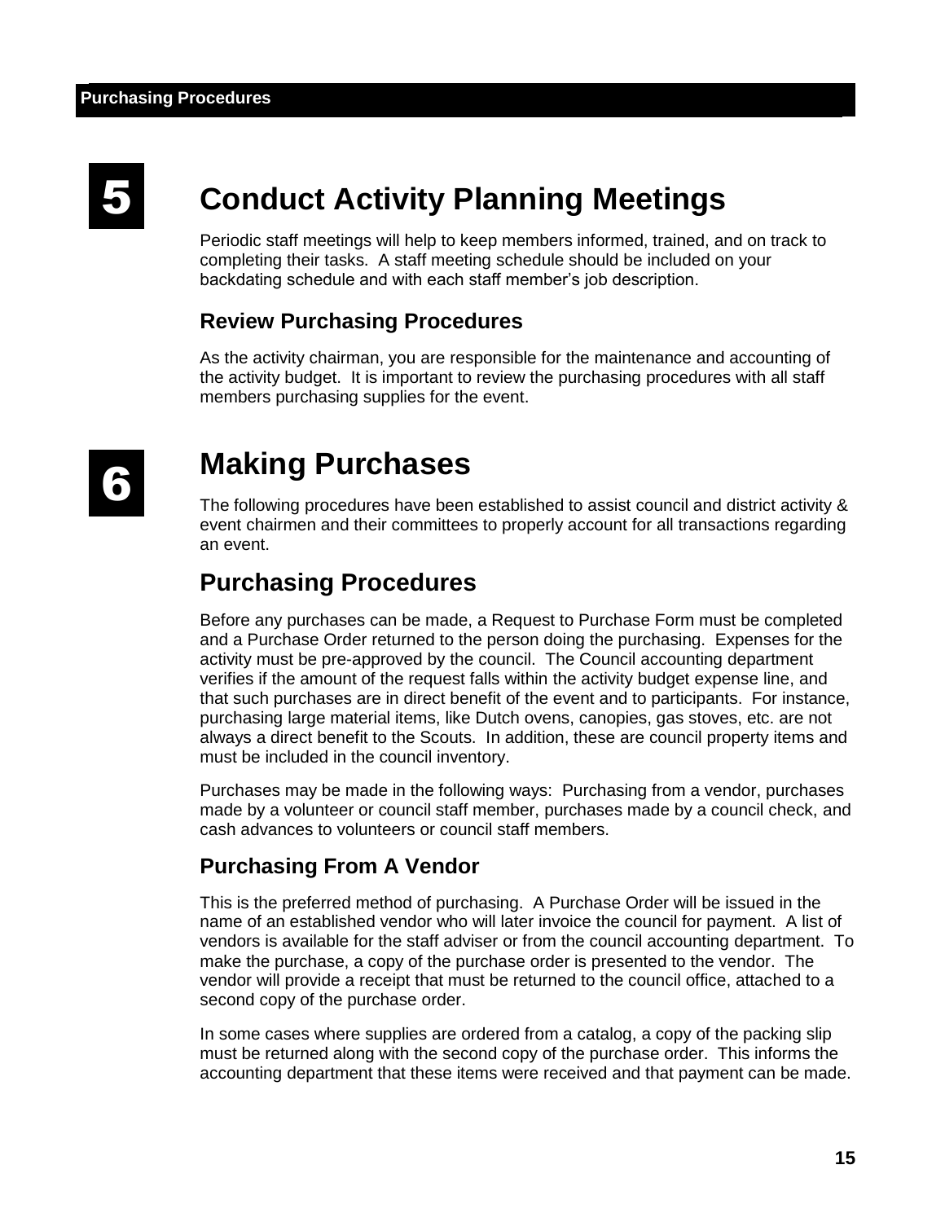# 5 Conduct Activity Planning Meetings

Periodic staff meetings will help to keep members informed, trained, and on track to completing their tasks. A staff meeting schedule should be included on your backdating schedule and with each staff member's job description.

### Review Purchasing Procedures

As the activity chairman, you are responsible for the maintenance and accounting of the activity budget. It is important to review the purchasing procedures with all staff members purchasing supplies for the event.

# 6 Making Purchases

The following procedures have been established to assist council and district activity & event chairmen and their committees to properly account for all transactions regarding an event.

## Purchasing Procedures

Before any purchases can be made, a Request to Purchase Form must be completed and a Purchase Order returned to the person doing the purchasing. Expenses for the activity must be pre-approved by the council. The Council accounting department verifies if the amount of the request falls within the activity budget expense line, and that such purchases are in direct benefit of the event and to participants. For instance, purchasing large material items, like Dutch ovens, canopies, gas stoves, etc. are not always a direct benefit to the Scouts. In addition, these are council property items and must be included in the council inventory.

Purchases may be made in the following ways: Purchasing from a vendor, purchases made by a volunteer or council staff member, purchases made by a council check, and cash advances to volunteers or council staff members.

### Purchasing From A Vendor

This is the preferred method of purchasing. A Purchase Order will be issued in the name of an established vendor who will later invoice the council for payment. A list of vendors is available for the staff adviser or from the council accounting department. To make the purchase, a copy of the purchase order is presented to the vendor. The vendor will provide a receipt that must be returned to the council office, attached to a second copy of the purchase order.

In some cases where supplies are ordered from a catalog, a copy of the packing slip must be returned along with the second copy of the purchase order. This informs the accounting department that these items were received and that payment can be made.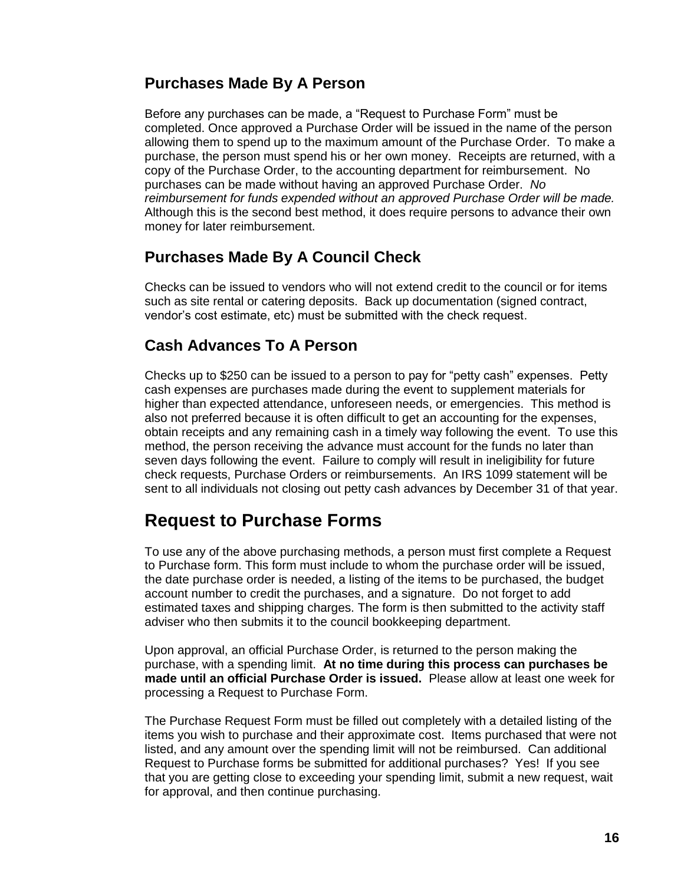## Purchases Made By A Person

Before any purchases can be made, a "Request to Purchase Form" must be completed. Once approved a Purchase Order will be issued in the name of the person allowing them to spend up to the maximum amount of the Purchase Order. To make a purchase, the person must spend his or her own money. Receipts are returned, with a copy of the Purchase Order, to the accounting department for reimbursement. No purchases can be made without having an approved Purchase Order. *No reimbursement for funds expended without an approved Purchase Order will be made.* Although this is the second best method, it does require persons to advance their own money for later reimbursement.

## Purchases Made By A Council Check

Checks can be issued to vendors who will not extend credit to the council or for items such as site rental or catering deposits. Back up documentation (signed contract, vendor's cost estimate, etc) must be submitted with the check request.

## Cash Advances To A Person

Checks up to $250 can be issued to a person to pay for "petty cash" expenses. Petty cash expenses are purchases made during the event to supplement materials for higher than expected attendance, unforeseen needs, or emergencies. This method is also not preferred because it is often difficult to get an accounting for the expenses, obtain receipts and any remaining cash in a timely way following the event. To use this method, the person receiving the advance must account for the funds no later than seven days following the event. Failure to comply will result in ineligibility for future check requests, Purchase Orders or reimbursements. An IRS 1099 statement will be sent to all individuals not closing out petty cash advances by December 31 of that year.

# Request to Purchase Forms

To use any of the above purchasing methods, a person must first complete a Request to Purchase form. This form must include to whom the purchase order will be issued, the date purchase order is needed, a listing of the items to be purchased, the budget account number to credit the purchases, and a signature. Do not forget to add estimated taxes and shipping charges. The form is then submitted to the activity staff adviser who then submits it to the council bookkeeping department.

Upon approval, an official Purchase Order, is returned to the person making the purchase, with a spending limit. **At no time during this process can purchases be made until an official Purchase Order is issued.** Please allow at least one week for processing a Request to Purchase Form.

The Purchase Request Form must be filled out completely with a detailed listing of the items you wish to purchase and their approximate cost. Items purchased that were not listed, and any amount over the spending limit will not be reimbursed. Can additional Request to Purchase forms be submitted for additional purchases? Yes! If you see that you are getting close to exceeding your spending limit, submit a new request, wait for approval, and then continue purchasing.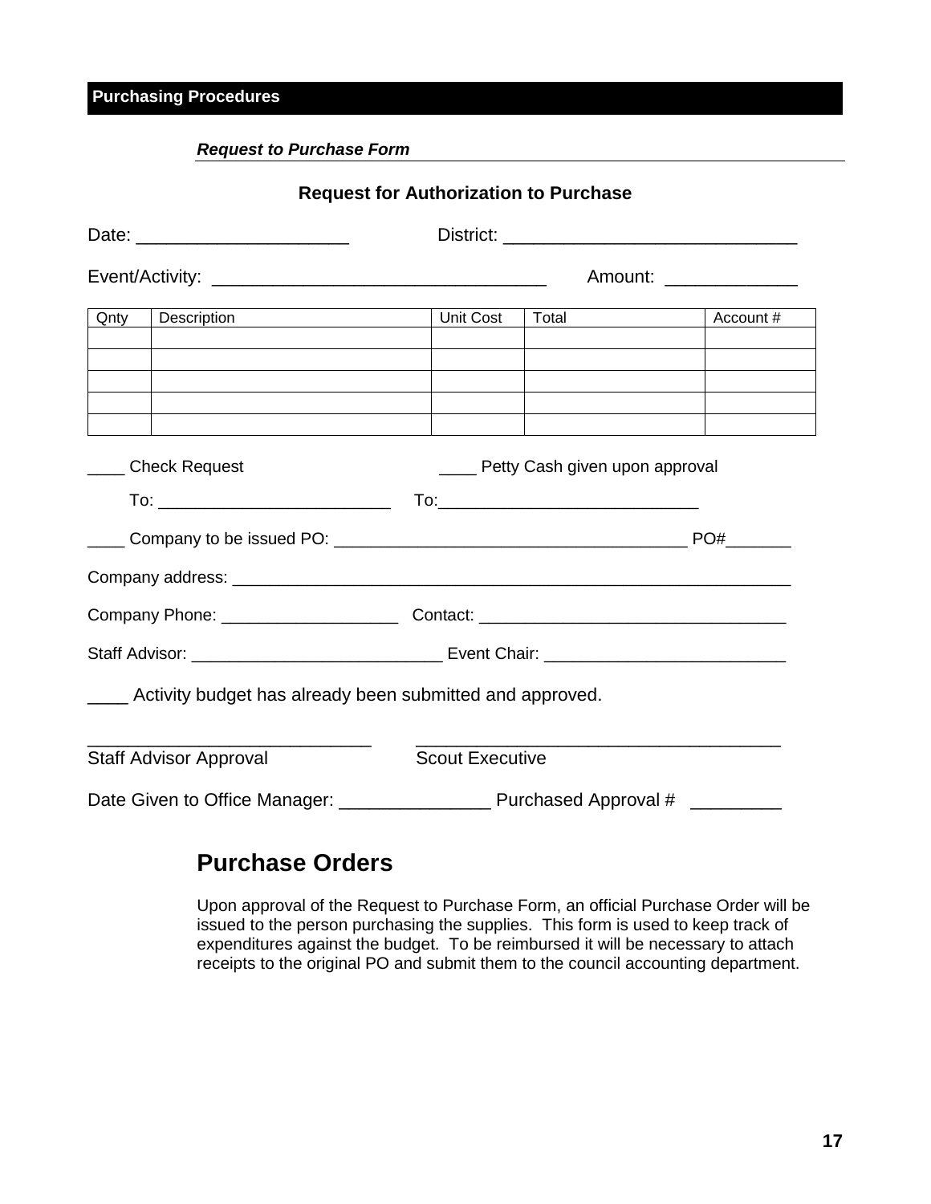**Purchasing Procedures**

***Request to Purchase Form***

### Request for Authorization to Purchase

Date: ____________________ District: ____________________________

Event/Activity: ________________________________ Amount: ____________

| Qnty | Description | Unit Cost | Total | Account # |
|---|---|---|---|---|
| | | | | |
| | | | | |
| | | | | |
| | | | | |
| | | | | |

____ Check Request ____ Petty Cash given upon approval

To: ________________________ To:___________________________

____ Company to be issued PO: ___________________________________ PO#_______

Company address: _____________________________________________________________

Company Phone: __________________ Contact: ________________________________

Staff Advisor: __________________________ Event Chair: _________________________

____ Activity budget has already been submitted and approved.

____________________________ ____________________________________

Staff Advisor Approval Scout Executive

Date Given to Office Manager: _______________ Purchased Approval # _________

## Purchase Orders

Upon approval of the Request to Purchase Form, an official Purchase Order will be issued to the person purchasing the supplies. This form is used to keep track of expenditures against the budget. To be reimbursed it will be necessary to attach receipts to the original PO and submit them to the council accounting department.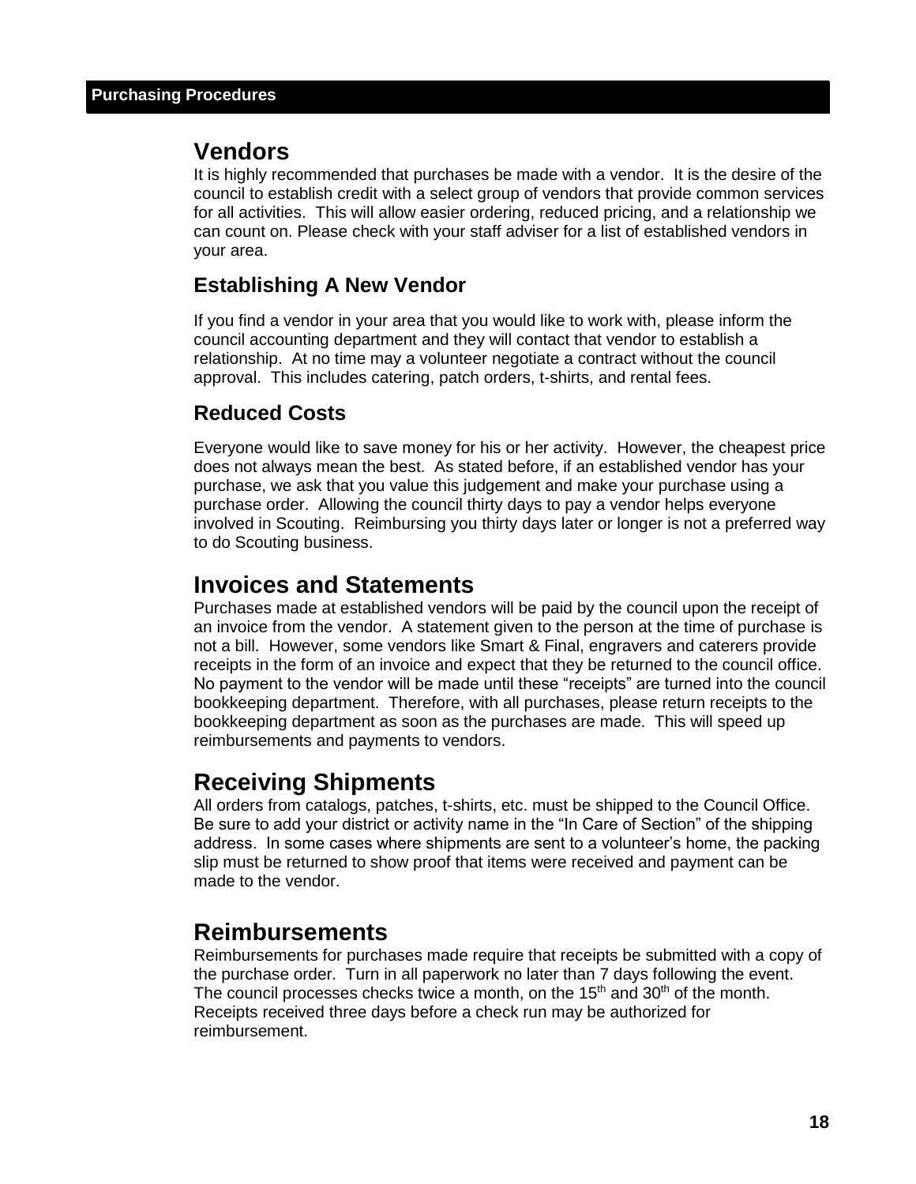## Purchasing Procedures

# Vendors

It is highly recommended that purchases be made with a vendor. It is the desire of the council to establish credit with a select group of vendors that provide common services for all activities. This will allow easier ordering, reduced pricing, and a relationship we can count on. Please check with your staff adviser for a list of established vendors in your area.

### Establishing A New Vendor

If you find a vendor in your area that you would like to work with, please inform the council accounting department and they will contact that vendor to establish a relationship. At no time may a volunteer negotiate a contract without the council approval. This includes catering, patch orders, t-shirts, and rental fees.

### Reduced Costs

Everyone would like to save money for his or her activity. However, the cheapest price does not always mean the best. As stated before, if an established vendor has your purchase, we ask that you value this judgement and make your purchase using a purchase order. Allowing the council thirty days to pay a vendor helps everyone involved in Scouting. Reimbursing you thirty days later or longer is not a preferred way to do Scouting business.

# Invoices and Statements

Purchases made at established vendors will be paid by the council upon the receipt of an invoice from the vendor. A statement given to the person at the time of purchase is not a bill. However, some vendors like Smart & Final, engravers and caterers provide receipts in the form of an invoice and expect that they be returned to the council office. No payment to the vendor will be made until these "receipts" are turned into the council bookkeeping department. Therefore, with all purchases, please return receipts to the bookkeeping department as soon as the purchases are made. This will speed up reimbursements and payments to vendors.

# Receiving Shipments

All orders from catalogs, patches, t-shirts, etc. must be shipped to the Council Office. Be sure to add your district or activity name in the "In Care of Section" of the shipping address. In some cases where shipments are sent to a volunteer's home, the packing slip must be returned to show proof that items were received and payment can be made to the vendor.

# Reimbursements

Reimbursements for purchases made require that receipts be submitted with a copy of the purchase order. Turn in all paperwork no later than 7 days following the event. The council processes checks twice a month, on the 15th and 30th of the month. Receipts received three days before a check run may be authorized for reimbursement.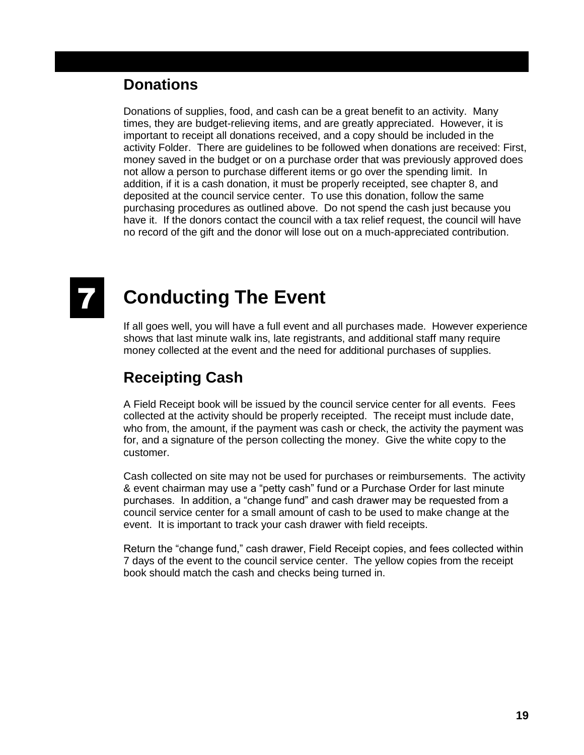## Donations

Donations of supplies, food, and cash can be a great benefit to an activity. Many times, they are budget-relieving items, and are greatly appreciated. However, it is important to receipt all donations received, and a copy should be included in the activity Folder. There are guidelines to be followed when donations are received: First, money saved in the budget or on a purchase order that was previously approved does not allow a person to purchase different items or go over the spending limit. In addition, if it is a cash donation, it must be properly receipted, see chapter 8, and deposited at the council service center. To use this donation, follow the same purchasing procedures as outlined above. Do not spend the cash just because you have it. If the donors contact the council with a tax relief request, the council will have no record of the gift and the donor will lose out on a much-appreciated contribution.

# 7 Conducting The Event

If all goes well, you will have a full event and all purchases made. However experience shows that last minute walk ins, late registrants, and additional staff many require money collected at the event and the need for additional purchases of supplies.

## Receipting Cash

A Field Receipt book will be issued by the council service center for all events. Fees collected at the activity should be properly receipted. The receipt must include date, who from, the amount, if the payment was cash or check, the activity the payment was for, and a signature of the person collecting the money. Give the white copy to the customer.

Cash collected on site may not be used for purchases or reimbursements. The activity & event chairman may use a "petty cash" fund or a Purchase Order for last minute purchases. In addition, a "change fund" and cash drawer may be requested from a council service center for a small amount of cash to be used to make change at the event. It is important to track your cash drawer with field receipts.

Return the "change fund," cash drawer, Field Receipt copies, and fees collected within 7 days of the event to the council service center. The yellow copies from the receipt book should match the cash and checks being turned in.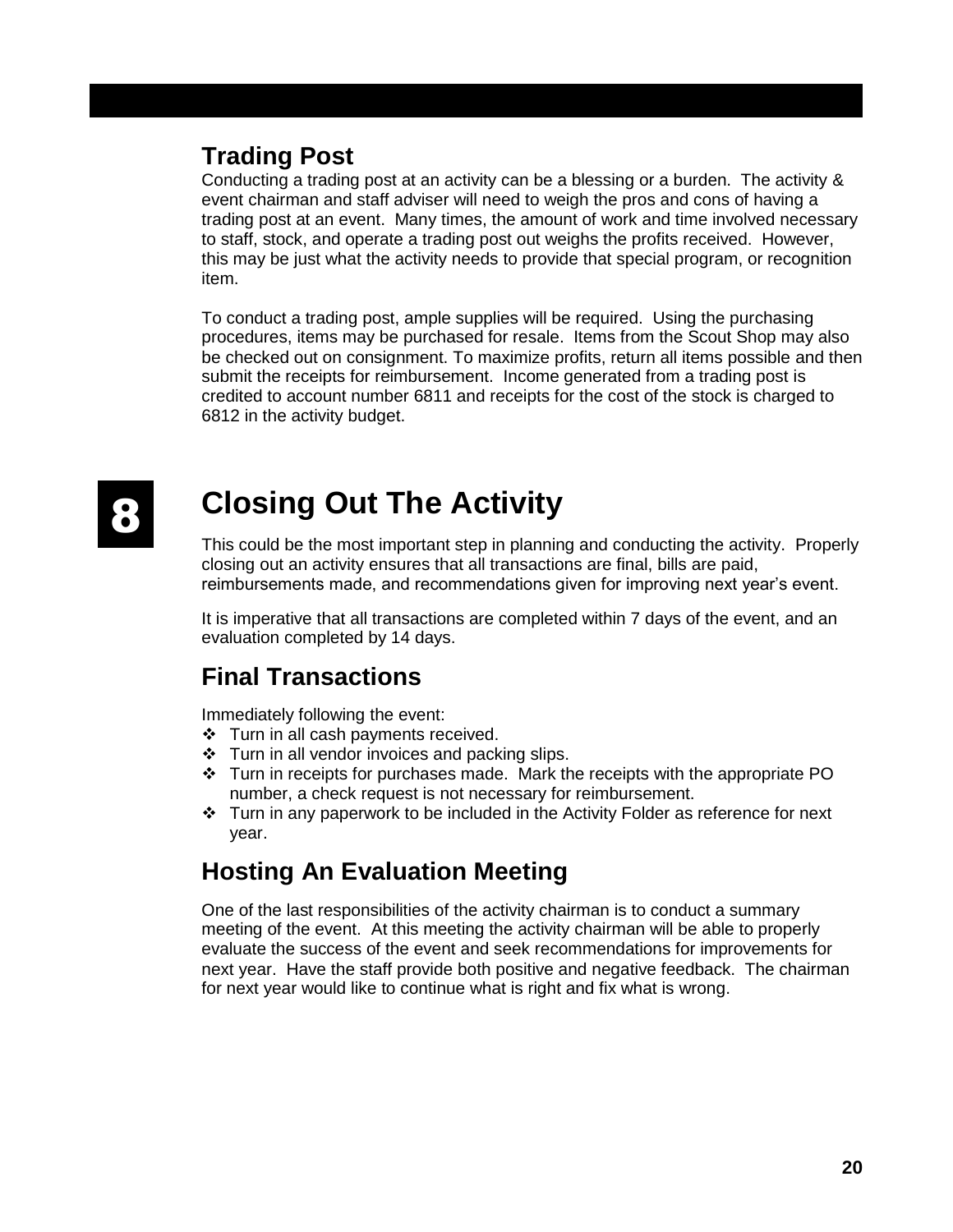## Trading Post

Conducting a trading post at an activity can be a blessing or a burden. The activity & event chairman and staff adviser will need to weigh the pros and cons of having a trading post at an event. Many times, the amount of work and time involved necessary to staff, stock, and operate a trading post out weighs the profits received. However, this may be just what the activity needs to provide that special program, or recognition item.

To conduct a trading post, ample supplies will be required. Using the purchasing procedures, items may be purchased for resale. Items from the Scout Shop may also be checked out on consignment. To maximize profits, return all items possible and then submit the receipts for reimbursement. Income generated from a trading post is credited to account number 6811 and receipts for the cost of the stock is charged to 6812 in the activity budget.

# 8 Closing Out The Activity

This could be the most important step in planning and conducting the activity. Properly closing out an activity ensures that all transactions are final, bills are paid, reimbursements made, and recommendations given for improving next year's event.

It is imperative that all transactions are completed within 7 days of the event, and an evaluation completed by 14 days.

## Final Transactions

Immediately following the event:

- Turn in all cash payments received.
- Turn in all vendor invoices and packing slips.
- Turn in receipts for purchases made. Mark the receipts with the appropriate PO number, a check request is not necessary for reimbursement.
- Turn in any paperwork to be included in the Activity Folder as reference for next year.

## Hosting An Evaluation Meeting

One of the last responsibilities of the activity chairman is to conduct a summary meeting of the event. At this meeting the activity chairman will be able to properly evaluate the success of the event and seek recommendations for improvements for next year. Have the staff provide both positive and negative feedback. The chairman for next year would like to continue what is right and fix what is wrong.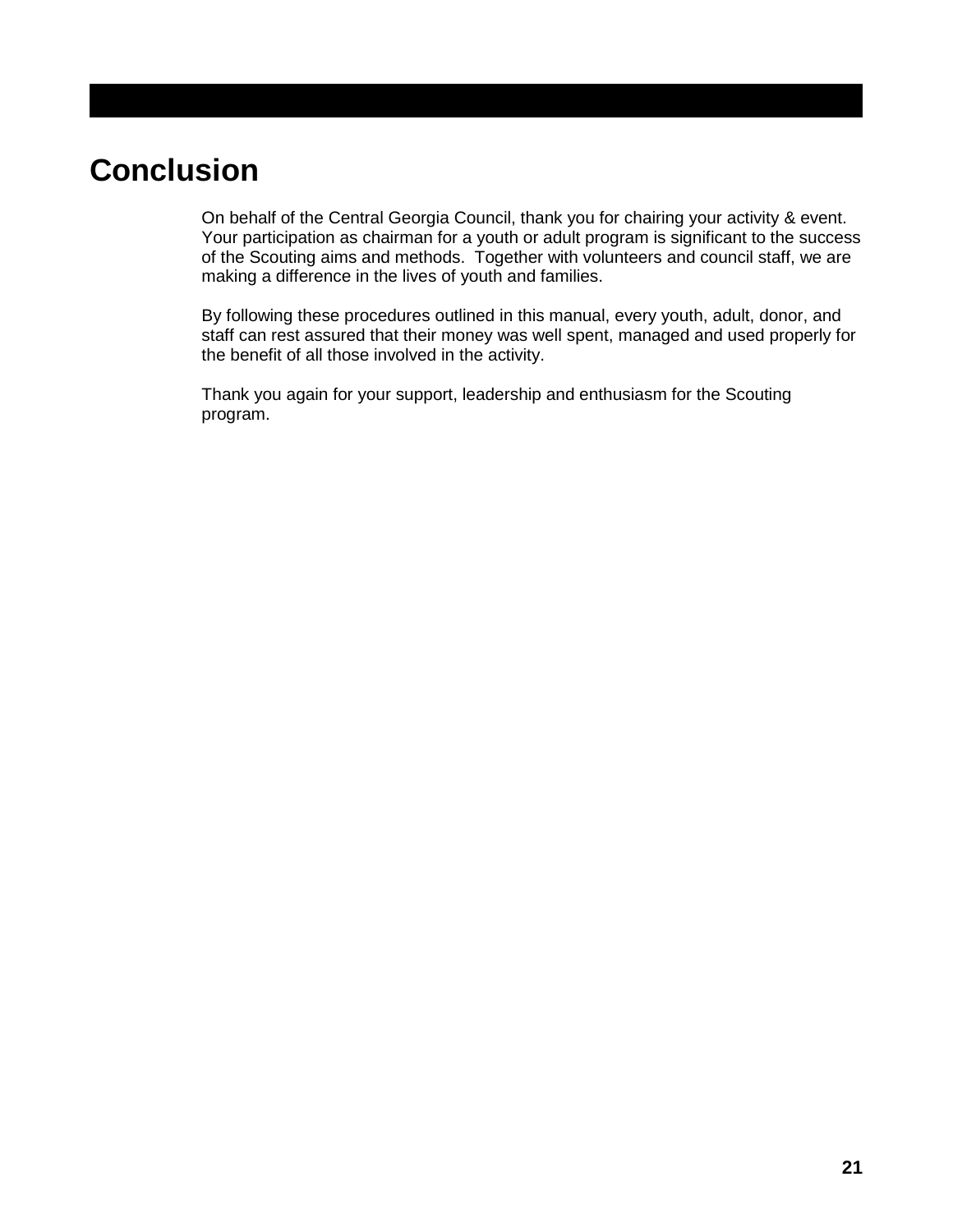# Conclusion

On behalf of the Central Georgia Council, thank you for chairing your activity & event. Your participation as chairman for a youth or adult program is significant to the success of the Scouting aims and methods. Together with volunteers and council staff, we are making a difference in the lives of youth and families.

By following these procedures outlined in this manual, every youth, adult, donor, and staff can rest assured that their money was well spent, managed and used properly for the benefit of all those involved in the activity.

Thank you again for your support, leadership and enthusiasm for the Scouting program.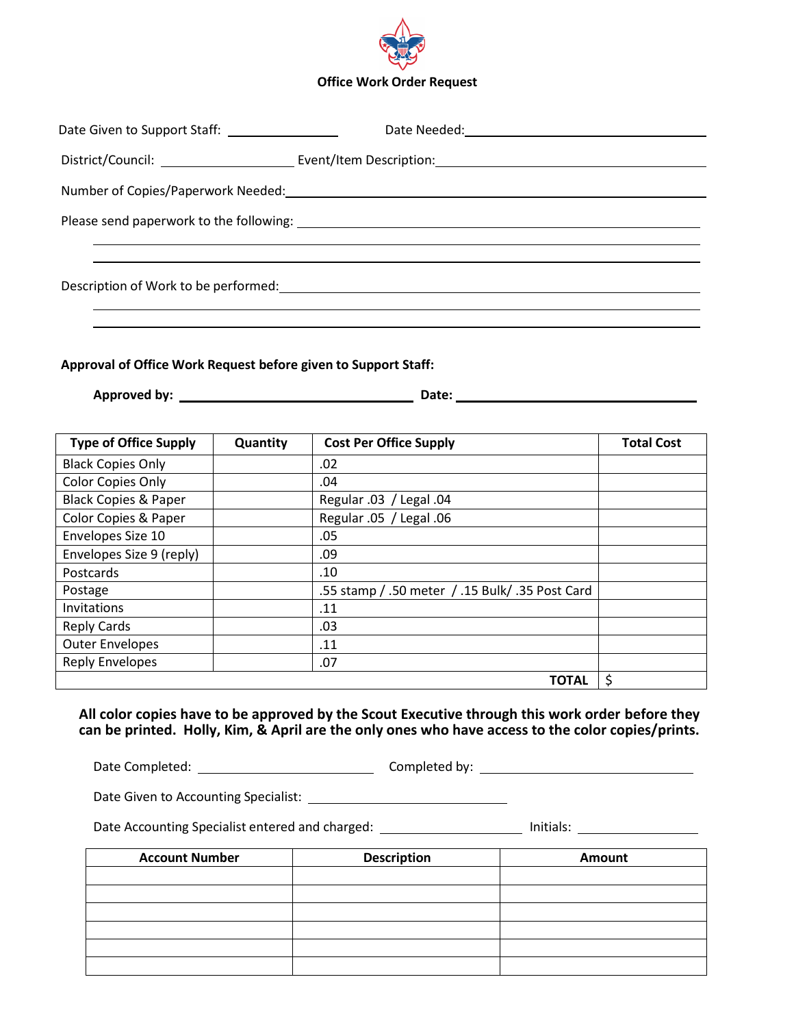# Office Work Order Request

Date Given to Support Staff: ________________ Date Needed: ________________________________

District/Council: ____________________ Event/Item Description: ________________________________

Number of Copies/Paperwork Needed: ________________________________________________

Please send paperwork to the following: ________________________________________________

________________________________________________________________________

________________________________________________________________________

Description of Work to be performed: ________________________________________________

________________________________________________________________________

________________________________________________________________________

**Approval of Office Work Request before given to Support Staff:**

**Approved by:** ________________________________ **Date:** ________________________________

| Type of Office Supply | Quantity | Cost Per Office Supply | Total Cost |
|---|---|---|---|
| Black Copies Only | | .02 | |
| Color Copies Only | | .04 | |
| Black Copies & Paper | | Regular .03 / Legal .04 | |
| Color Copies & Paper | | Regular .05 / Legal .06 | |
| Envelopes Size 10 | | .05 | |
| Envelopes Size 9 (reply) | | .09 | |
| Postcards | | .10 | |
| Postage | | .55 stamp / .50 meter / .15 Bulk/ .35 Post Card | |
| Invitations | | .11 | |
| Reply Cards | | .03 | |
| Outer Envelopes | | .11 | |
| Reply Envelopes | | .07 | |
| | | **TOTAL** | $ |

**All color copies have to be approved by the Scout Executive through this work order before they can be printed. Holly, Kim, & April are the only ones who have access to the color copies/prints.**

Date Completed: ________________________ Completed by: ________________________________

Date Given to Accounting Specialist: ____________________________

Date Accounting Specialist entered and charged: ____________________ Initials: ________________

| Account Number | Description | Amount |
|---|---|---|
| | | |
| | | |
| | | |
| | | |
| | | |
| | | |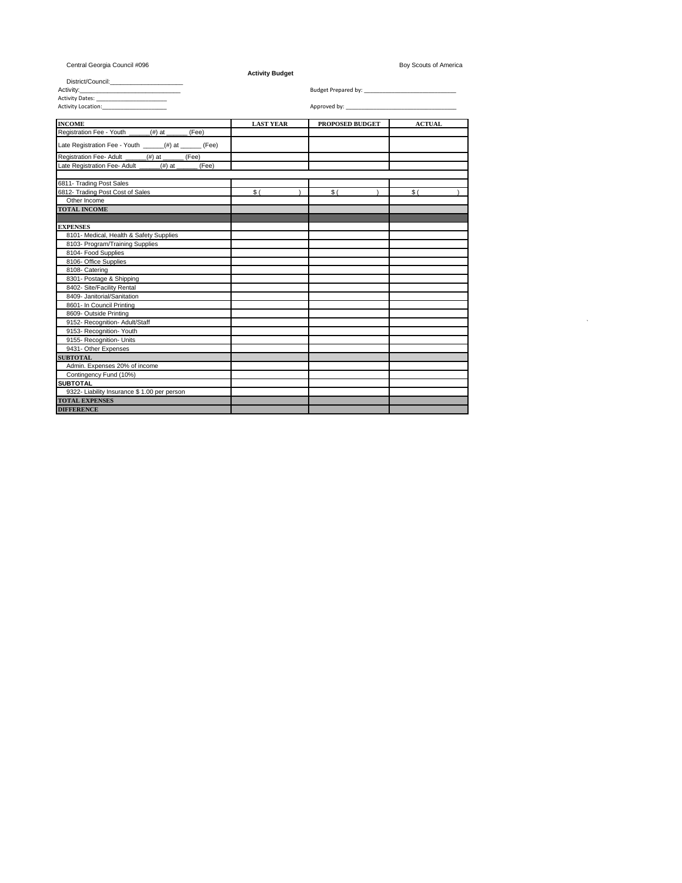Central Georgia Council #096

Boy Scouts of America

**Activity Budget**

District/Council:______________________

Activity:______________________________

Activity Dates: _______________________

Activity Location:_____________________

Budget Prepared by: ____________________________

Approved by: __________________________________

| INCOME | LAST YEAR | PROPOSED BUDGET | ACTUAL |
|---|---|---|---|
| Registration Fee - Youth ______(#) at ______ (Fee) | | | |
| Late Registration Fee - Youth ______(#) at ______ (Fee) | | | |
| Registration Fee- Adult ______(#) at ______ (Fee) | | | |
| Late Registration Fee- Adult ______(#) at ______ (Fee) | | | |
| | | | |
| 6811- Trading Post Sales | | | |
| 6812- Trading Post Cost of Sales | $ ( ) | $ ( ) | $ ( ) |
| Other Income | | | |
| **TOTAL INCOME** | | | |
| | | | |
| **EXPENSES** | | | |
| 8101- Medical, Health & Safety Supplies | | | |
| 8103- Program/Training Supplies | | | |
| 8104- Food Supplies | | | |
| 8106- Office Supplies | | | |
| 8108- Catering | | | |
| 8301- Postage & Shipping | | | |
| 8402- Site/Facility Rental | | | |
| 8409- Janitorial/Sanitation | | | |
| 8601- In Council Printing | | | |
| 8609- Outside Printing | | | |
| 9152- Recognition- Adult/Staff | | | |
| 9153- Recognition- Youth | | | |
| 9155- Recognition- Units | | | |
| 9431- Other Expenses | | | |
| **SUBTOTAL** | | | |
| Admin. Expenses 20% of income | | | |
| Contingency Fund (10%) | | | |
| **SUBTOTAL** | | | |
| 9322- Liability Insurance $ 1.00 per person | | | |
| **TOTAL EXPENSES** | | | |
| **DIFFERENCE** | | | |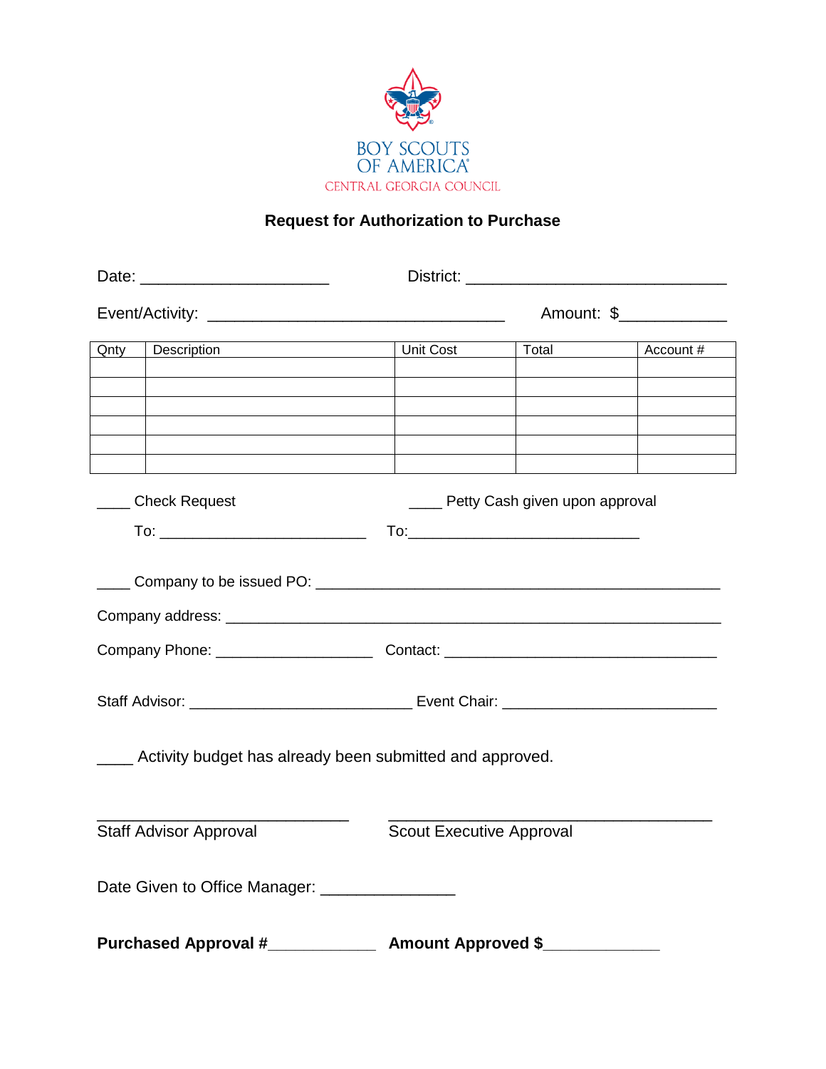BOY SCOUTS
OF AMERICA
CENTRAL GEORGIA COUNCIL

**Request for Authorization to Purchase**

Date: ____________________ District: ____________________________

Event/Activity: ________________________________ Amount: $___________

| Qnty | Description | Unit Cost | Total | Account # |
|---|---|---|---|---|
| | | | | |
| | | | | |
| | | | | |
| | | | | |
| | | | | |
| | | | | |

____ Check Request ____ Petty Cash given upon approval

To: ______________________ To:_________________________

____ Company to be issued PO: _____________________________________________

Company address: ___________________________________________________

Company Phone: _________________ Contact: ____________________________

Staff Advisor: _________________________ Event Chair: _______________________

____ Activity budget has already been submitted and approved.

___________________________ ___________________________________
Staff Advisor Approval Scout Executive Approval

Date Given to Office Manager: ______________

**Purchased Approval #**___________ **Amount Approved $**____________